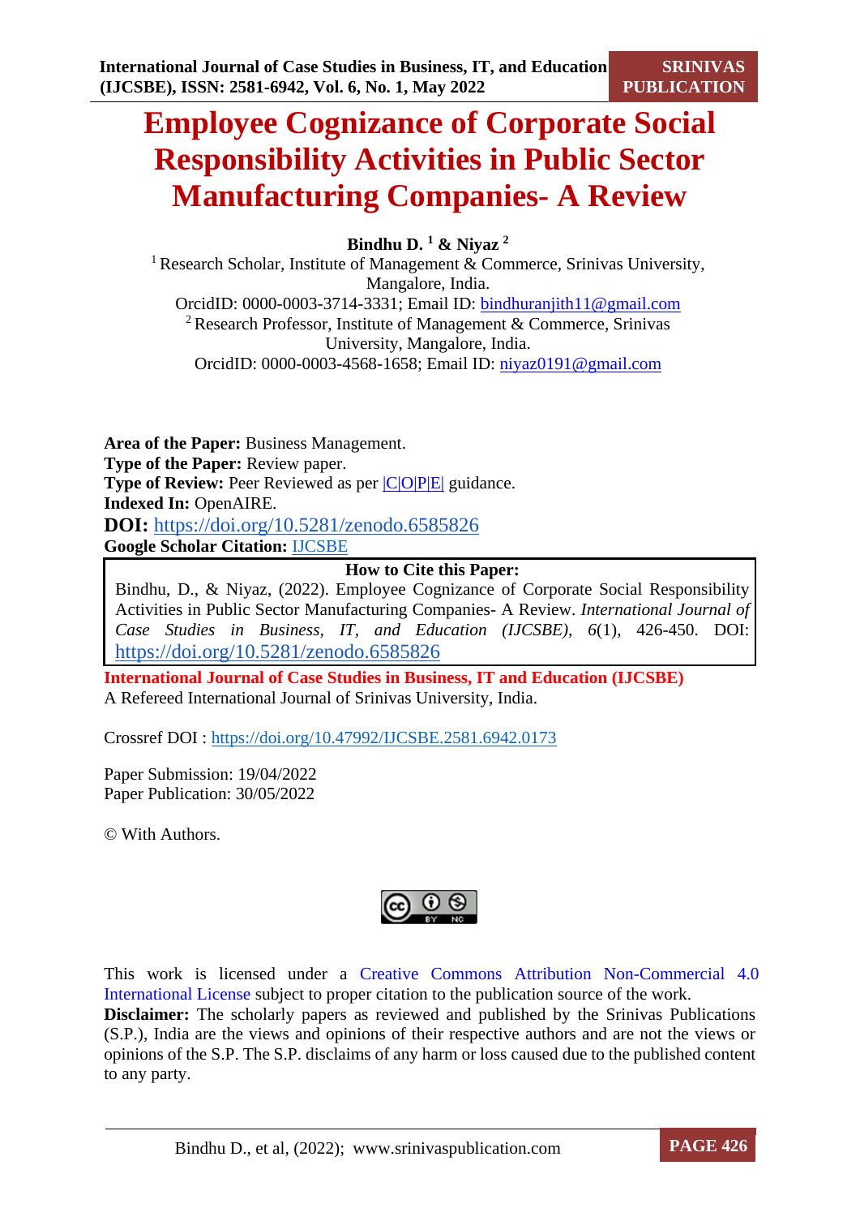# Employee Cognizance of Corporate Social Responsibility Activities in Public Sector Manufacturing Companies- A Review

**Bindhu D.** [1] **& Niyaz** [2]

[1] Research Scholar, Institute of Management & Commerce, Srinivas University, Mangalore, India.
OrcidID: 0000-0003-3714-3331; Email ID: bindhuranjith11@gmail.com

[2] Research Professor, Institute of Management & Commerce, Srinivas University, Mangalore, India.
OrcidID: 0000-0003-4568-1658; Email ID: niyaz0191@gmail.com

**Area of the Paper:** Business Management.
**Type of the Paper:** Review paper.
**Type of Review:** Peer Reviewed as per |C|O|P|E| guidance.
**Indexed In:** OpenAIRE.
**DOI:** https://doi.org/10.5281/zenodo.6585826
**Google Scholar Citation:** IJCSBE

| **How to Cite this Paper:** |
|---|
| Bindhu, D., & Niyaz, (2022). Employee Cognizance of Corporate Social Responsibility Activities in Public Sector Manufacturing Companies- A Review. *International Journal of Case Studies in Business, IT, and Education (IJCSBE), 6*(1), 426-450. DOI: https://doi.org/10.5281/zenodo.6585826 |

**International Journal of Case Studies in Business, IT and Education (IJCSBE)**
A Refereed International Journal of Srinivas University, India.

Crossref DOI : https://doi.org/10.47992/IJCSBE.2581.6942.0173

Paper Submission: 19/04/2022
Paper Publication: 30/05/2022

© With Authors.

This work is licensed under a Creative Commons Attribution Non-Commercial 4.0 International License subject to proper citation to the publication source of the work.
**Disclaimer:** The scholarly papers as reviewed and published by the Srinivas Publications (S.P.), India are the views and opinions of their respective authors and are not the views or opinions of the S.P. The S.P. disclaims of any harm or loss caused due to the published content to any party.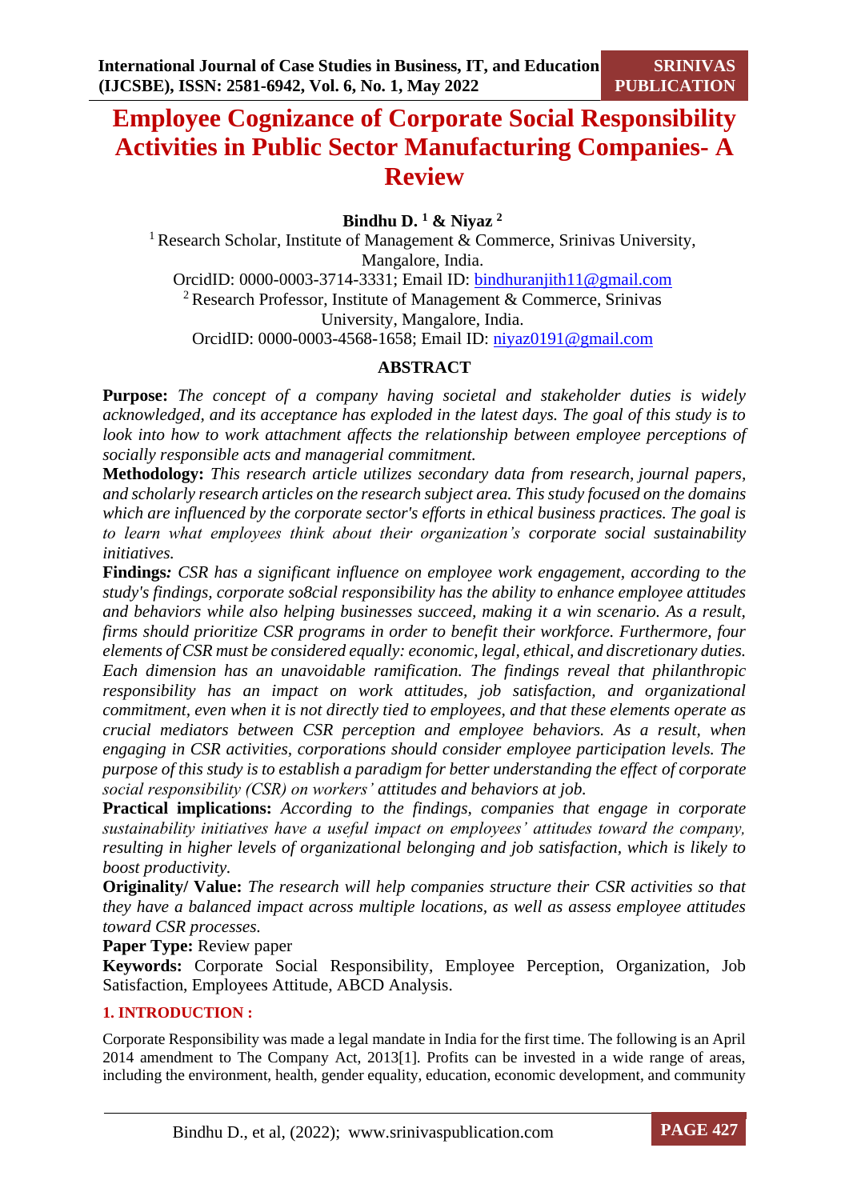# Employee Cognizance of Corporate Social Responsibility Activities in Public Sector Manufacturing Companies- A Review

**Bindhu D. [1] & Niyaz [2]**

[1] Research Scholar, Institute of Management & Commerce, Srinivas University, Mangalore, India.
OrcidID: 0000-0003-3714-3331; Email ID: bindhuranjith11@gmail.com

[2] Research Professor, Institute of Management & Commerce, Srinivas University, Mangalore, India.
OrcidID: 0000-0003-4568-1658; Email ID: niyaz0191@gmail.com

## ABSTRACT

**Purpose:** *The concept of a company having societal and stakeholder duties is widely acknowledged, and its acceptance has exploded in the latest days. The goal of this study is to look into how to work attachment affects the relationship between employee perceptions of socially responsible acts and managerial commitment.*

**Methodology:** *This research article utilizes secondary data from research, journal papers, and scholarly research articles on the research subject area. This study focused on the domains which are influenced by the corporate sector's efforts in ethical business practices. The goal is to learn what employees think about their organization's corporate social sustainability initiatives.*

**Findings:** *CSR has a significant influence on employee work engagement, according to the study's findings, corporate so8cial responsibility has the ability to enhance employee attitudes and behaviors while also helping businesses succeed, making it a win scenario. As a result, firms should prioritize CSR programs in order to benefit their workforce. Furthermore, four elements of CSR must be considered equally: economic, legal, ethical, and discretionary duties. Each dimension has an unavoidable ramification. The findings reveal that philanthropic responsibility has an impact on work attitudes, job satisfaction, and organizational commitment, even when it is not directly tied to employees, and that these elements operate as crucial mediators between CSR perception and employee behaviors. As a result, when engaging in CSR activities, corporations should consider employee participation levels. The purpose of this study is to establish a paradigm for better understanding the effect of corporate social responsibility (CSR) on workers' attitudes and behaviors at job.*

**Practical implications:** *According to the findings, companies that engage in corporate sustainability initiatives have a useful impact on employees' attitudes toward the company, resulting in higher levels of organizational belonging and job satisfaction, which is likely to boost productivity.*

**Originality/ Value:** *The research will help companies structure their CSR activities so that they have a balanced impact across multiple locations, as well as assess employee attitudes toward CSR processes.*

**Paper Type:** Review paper

**Keywords:** Corporate Social Responsibility, Employee Perception, Organization, Job Satisfaction, Employees Attitude, ABCD Analysis.

## 1. INTRODUCTION :

Corporate Responsibility was made a legal mandate in India for the first time. The following is an April 2014 amendment to The Company Act, 2013[1]. Profits can be invested in a wide range of areas, including the environment, health, gender equality, education, economic development, and community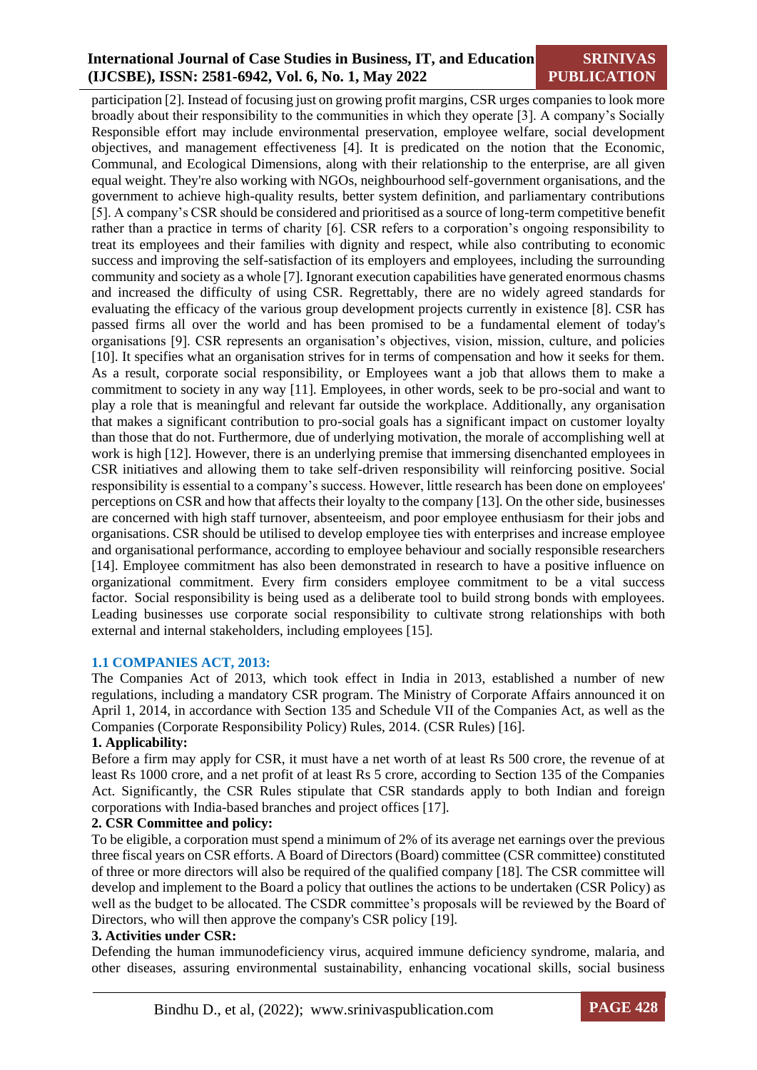participation [2]. Instead of focusing just on growing profit margins, CSR urges companies to look more broadly about their responsibility to the communities in which they operate [3]. A company's Socially Responsible effort may include environmental preservation, employee welfare, social development objectives, and management effectiveness [4]. It is predicated on the notion that the Economic, Communal, and Ecological Dimensions, along with their relationship to the enterprise, are all given equal weight. They're also working with NGOs, neighbourhood self-government organisations, and the government to achieve high-quality results, better system definition, and parliamentary contributions [5]. A company's CSR should be considered and prioritised as a source of long-term competitive benefit rather than a practice in terms of charity [6]. CSR refers to a corporation's ongoing responsibility to treat its employees and their families with dignity and respect, while also contributing to economic success and improving the self-satisfaction of its employers and employees, including the surrounding community and society as a whole [7]. Ignorant execution capabilities have generated enormous chasms and increased the difficulty of using CSR. Regrettably, there are no widely agreed standards for evaluating the efficacy of the various group development projects currently in existence [8]. CSR has passed firms all over the world and has been promised to be a fundamental element of today's organisations [9]. CSR represents an organisation's objectives, vision, mission, culture, and policies [10]. It specifies what an organisation strives for in terms of compensation and how it seeks for them. As a result, corporate social responsibility, or Employees want a job that allows them to make a commitment to society in any way [11]. Employees, in other words, seek to be pro-social and want to play a role that is meaningful and relevant far outside the workplace. Additionally, any organisation that makes a significant contribution to pro-social goals has a significant impact on customer loyalty than those that do not. Furthermore, due of underlying motivation, the morale of accomplishing well at work is high [12]. However, there is an underlying premise that immersing disenchanted employees in CSR initiatives and allowing them to take self-driven responsibility will reinforcing positive. Social responsibility is essential to a company's success. However, little research has been done on employees' perceptions on CSR and how that affects their loyalty to the company [13]. On the other side, businesses are concerned with high staff turnover, absenteeism, and poor employee enthusiasm for their jobs and organisations. CSR should be utilised to develop employee ties with enterprises and increase employee and organisational performance, according to employee behaviour and socially responsible researchers [14]. Employee commitment has also been demonstrated in research to have a positive influence on organizational commitment. Every firm considers employee commitment to be a vital success factor. Social responsibility is being used as a deliberate tool to build strong bonds with employees. Leading businesses use corporate social responsibility to cultivate strong relationships with both external and internal stakeholders, including employees [15].

### 1.1 COMPANIES ACT, 2013:

The Companies Act of 2013, which took effect in India in 2013, established a number of new regulations, including a mandatory CSR program. The Ministry of Corporate Affairs announced it on April 1, 2014, in accordance with Section 135 and Schedule VII of the Companies Act, as well as the Companies (Corporate Responsibility Policy) Rules, 2014. (CSR Rules) [16].

**1. Applicability:**

Before a firm may apply for CSR, it must have a net worth of at least Rs 500 crore, the revenue of at least Rs 1000 crore, and a net profit of at least Rs 5 crore, according to Section 135 of the Companies Act. Significantly, the CSR Rules stipulate that CSR standards apply to both Indian and foreign corporations with India-based branches and project offices [17].

**2. CSR Committee and policy:**

To be eligible, a corporation must spend a minimum of 2% of its average net earnings over the previous three fiscal years on CSR efforts. A Board of Directors (Board) committee (CSR committee) constituted of three or more directors will also be required of the qualified company [18]. The CSR committee will develop and implement to the Board a policy that outlines the actions to be undertaken (CSR Policy) as well as the budget to be allocated. The CSDR committee's proposals will be reviewed by the Board of Directors, who will then approve the company's CSR policy [19].

**3. Activities under CSR:**

Defending the human immunodeficiency virus, acquired immune deficiency syndrome, malaria, and other diseases, assuring environmental sustainability, enhancing vocational skills, social business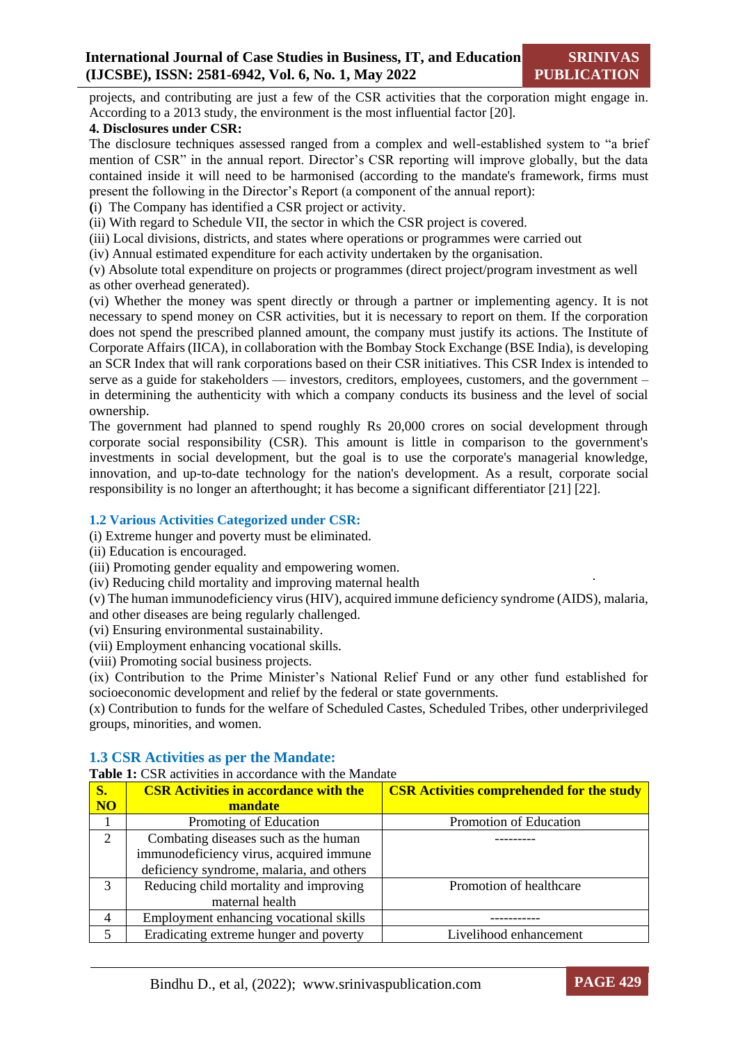projects, and contributing are just a few of the CSR activities that the corporation might engage in. According to a 2013 study, the environment is the most influential factor [20].

**4. Disclosures under CSR:**

The disclosure techniques assessed ranged from a complex and well-established system to "a brief mention of CSR" in the annual report. Director's CSR reporting will improve globally, but the data contained inside it will need to be harmonised (according to the mandate's framework, firms must present the following in the Director's Report (a component of the annual report):

(i) The Company has identified a CSR project or activity.

(ii) With regard to Schedule VII, the sector in which the CSR project is covered.

(iii) Local divisions, districts, and states where operations or programmes were carried out

(iv) Annual estimated expenditure for each activity undertaken by the organisation.

(v) Absolute total expenditure on projects or programmes (direct project/program investment as well as other overhead generated).

(vi) Whether the money was spent directly or through a partner or implementing agency. It is not necessary to spend money on CSR activities, but it is necessary to report on them. If the corporation does not spend the prescribed planned amount, the company must justify its actions. The Institute of Corporate Affairs (IICA), in collaboration with the Bombay Stock Exchange (BSE India), is developing an SCR Index that will rank corporations based on their CSR initiatives. This CSR Index is intended to serve as a guide for stakeholders — investors, creditors, employees, customers, and the government – in determining the authenticity with which a company conducts its business and the level of social ownership.

The government had planned to spend roughly Rs 20,000 crores on social development through corporate social responsibility (CSR). This amount is little in comparison to the government's investments in social development, but the goal is to use the corporate's managerial knowledge, innovation, and up-to-date technology for the nation's development. As a result, corporate social responsibility is no longer an afterthought; it has become a significant differentiator [21] [22].

### 1.2 Various Activities Categorized under CSR:

(i) Extreme hunger and poverty must be eliminated.

(ii) Education is encouraged.

(iii) Promoting gender equality and empowering women.

(iv) Reducing child mortality and improving maternal health

(v) The human immunodeficiency virus (HIV), acquired immune deficiency syndrome (AIDS), malaria, and other diseases are being regularly challenged.

(vi) Ensuring environmental sustainability.

(vii) Employment enhancing vocational skills.

(viii) Promoting social business projects.

(ix) Contribution to the Prime Minister's National Relief Fund or any other fund established for socioeconomic development and relief by the federal or state governments.

(x) Contribution to funds for the welfare of Scheduled Castes, Scheduled Tribes, other underprivileged groups, minorities, and women.

### 1.3 CSR Activities as per the Mandate:

**Table 1:** CSR activities in accordance with the Mandate

| S. NO | CSR Activities in accordance with the mandate | CSR Activities comprehended for the study |
|---|---|---|
| 1 | Promoting of Education | Promotion of Education |
| 2 | Combating diseases such as the human immunodeficiency virus, acquired immune deficiency syndrome, malaria, and others | --------- |
| 3 | Reducing child mortality and improving maternal health | Promotion of healthcare |
| 4 | Employment enhancing vocational skills | ----------- |
| 5 | Eradicating extreme hunger and poverty | Livelihood enhancement |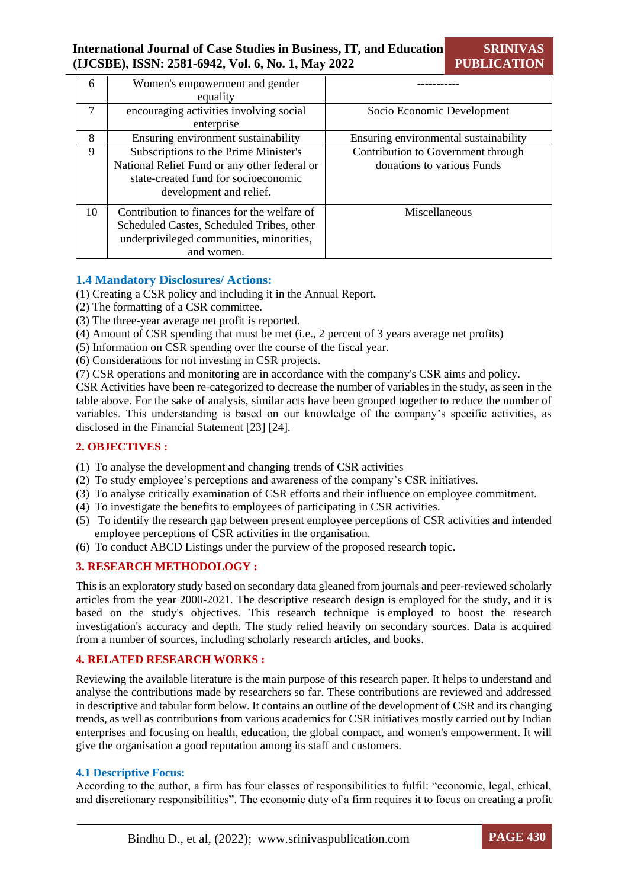| 6 | Women's empowerment and gender equality | ----------- |
|---|---|---|
| 7 | encouraging activities involving social enterprise | Socio Economic Development |
| 8 | Ensuring environment sustainability | Ensuring environmental sustainability |
| 9 | Subscriptions to the Prime Minister's National Relief Fund or any other federal or state-created fund for socioeconomic development and relief. | Contribution to Government through donations to various Funds |
| 10 | Contribution to finances for the welfare of Scheduled Castes, Scheduled Tribes, other underprivileged communities, minorities, and women. | Miscellaneous |

### 1.4 Mandatory Disclosures/ Actions:

(1) Creating a CSR policy and including it in the Annual Report.
(2) The formatting of a CSR committee.
(3) The three-year average net profit is reported.
(4) Amount of CSR spending that must be met (i.e., 2 percent of 3 years average net profits)
(5) Information on CSR spending over the course of the fiscal year.
(6) Considerations for not investing in CSR projects.
(7) CSR operations and monitoring are in accordance with the company's CSR aims and policy.

CSR Activities have been re-categorized to decrease the number of variables in the study, as seen in the table above. For the sake of analysis, similar acts have been grouped together to reduce the number of variables. This understanding is based on our knowledge of the company's specific activities, as disclosed in the Financial Statement [23] [24].

## 2. OBJECTIVES :

(1) To analyse the development and changing trends of CSR activities
(2) To study employee's perceptions and awareness of the company's CSR initiatives.
(3) To analyse critically examination of CSR efforts and their influence on employee commitment.
(4) To investigate the benefits to employees of participating in CSR activities.
(5) To identify the research gap between present employee perceptions of CSR activities and intended employee perceptions of CSR activities in the organisation.
(6) To conduct ABCD Listings under the purview of the proposed research topic.

## 3. RESEARCH METHODOLOGY :

This is an exploratory study based on secondary data gleaned from journals and peer-reviewed scholarly articles from the year 2000-2021. The descriptive research design is employed for the study, and it is based on the study's objectives. This research technique is employed to boost the research investigation's accuracy and depth. The study relied heavily on secondary sources. Data is acquired from a number of sources, including scholarly research articles, and books.

## 4. RELATED RESEARCH WORKS :

Reviewing the available literature is the main purpose of this research paper. It helps to understand and analyse the contributions made by researchers so far. These contributions are reviewed and addressed in descriptive and tabular form below. It contains an outline of the development of CSR and its changing trends, as well as contributions from various academics for CSR initiatives mostly carried out by Indian enterprises and focusing on health, education, the global compact, and women's empowerment. It will give the organisation a good reputation among its staff and customers.

### 4.1 Descriptive Focus:

According to the author, a firm has four classes of responsibilities to fulfil: "economic, legal, ethical, and discretionary responsibilities". The economic duty of a firm requires it to focus on creating a profit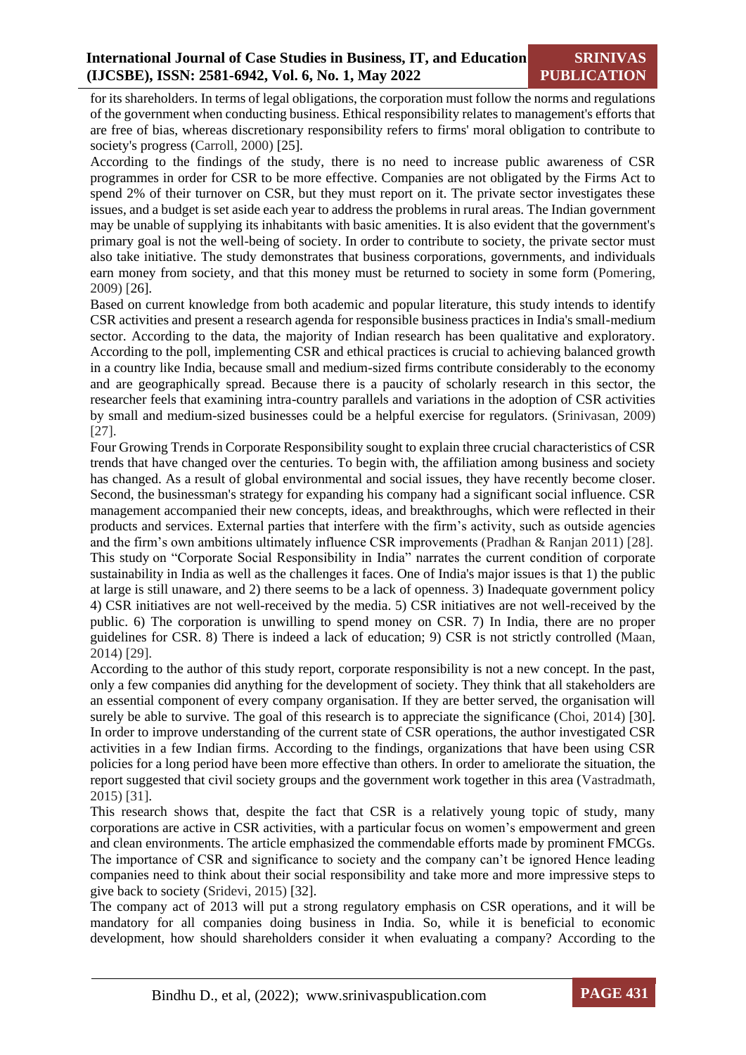for its shareholders. In terms of legal obligations, the corporation must follow the norms and regulations of the government when conducting business. Ethical responsibility relates to management's efforts that are free of bias, whereas discretionary responsibility refers to firms' moral obligation to contribute to society's progress (Carroll, 2000) [25].

According to the findings of the study, there is no need to increase public awareness of CSR programmes in order for CSR to be more effective. Companies are not obligated by the Firms Act to spend 2% of their turnover on CSR, but they must report on it. The private sector investigates these issues, and a budget is set aside each year to address the problems in rural areas. The Indian government may be unable of supplying its inhabitants with basic amenities. It is also evident that the government's primary goal is not the well-being of society. In order to contribute to society, the private sector must also take initiative. The study demonstrates that business corporations, governments, and individuals earn money from society, and that this money must be returned to society in some form (Pomering, 2009) [26].

Based on current knowledge from both academic and popular literature, this study intends to identify CSR activities and present a research agenda for responsible business practices in India's small-medium sector. According to the data, the majority of Indian research has been qualitative and exploratory. According to the poll, implementing CSR and ethical practices is crucial to achieving balanced growth in a country like India, because small and medium-sized firms contribute considerably to the economy and are geographically spread. Because there is a paucity of scholarly research in this sector, the researcher feels that examining intra-country parallels and variations in the adoption of CSR activities by small and medium-sized businesses could be a helpful exercise for regulators. (Srinivasan, 2009) [27].

Four Growing Trends in Corporate Responsibility sought to explain three crucial characteristics of CSR trends that have changed over the centuries. To begin with, the affiliation among business and society has changed. As a result of global environmental and social issues, they have recently become closer. Second, the businessman's strategy for expanding his company had a significant social influence. CSR management accompanied their new concepts, ideas, and breakthroughs, which were reflected in their products and services. External parties that interfere with the firm's activity, such as outside agencies and the firm's own ambitions ultimately influence CSR improvements (Pradhan & Ranjan 2011) [28].

This study on "Corporate Social Responsibility in India" narrates the current condition of corporate sustainability in India as well as the challenges it faces. One of India's major issues is that 1) the public at large is still unaware, and 2) there seems to be a lack of openness. 3) Inadequate government policy 4) CSR initiatives are not well-received by the media. 5) CSR initiatives are not well-received by the public. 6) The corporation is unwilling to spend money on CSR. 7) In India, there are no proper guidelines for CSR. 8) There is indeed a lack of education; 9) CSR is not strictly controlled (Maan, 2014) [29].

According to the author of this study report, corporate responsibility is not a new concept. In the past, only a few companies did anything for the development of society. They think that all stakeholders are an essential component of every company organisation. If they are better served, the organisation will surely be able to survive. The goal of this research is to appreciate the significance (Choi, 2014) [30].

In order to improve understanding of the current state of CSR operations, the author investigated CSR activities in a few Indian firms. According to the findings, organizations that have been using CSR policies for a long period have been more effective than others. In order to ameliorate the situation, the report suggested that civil society groups and the government work together in this area (Vastradmath, 2015) [31].

This research shows that, despite the fact that CSR is a relatively young topic of study, many corporations are active in CSR activities, with a particular focus on women's empowerment and green and clean environments. The article emphasized the commendable efforts made by prominent FMCGs. The importance of CSR and significance to society and the company can't be ignored Hence leading companies need to think about their social responsibility and take more and more impressive steps to give back to society (Sridevi, 2015) [32].

The company act of 2013 will put a strong regulatory emphasis on CSR operations, and it will be mandatory for all companies doing business in India. So, while it is beneficial to economic development, how should shareholders consider it when evaluating a company? According to the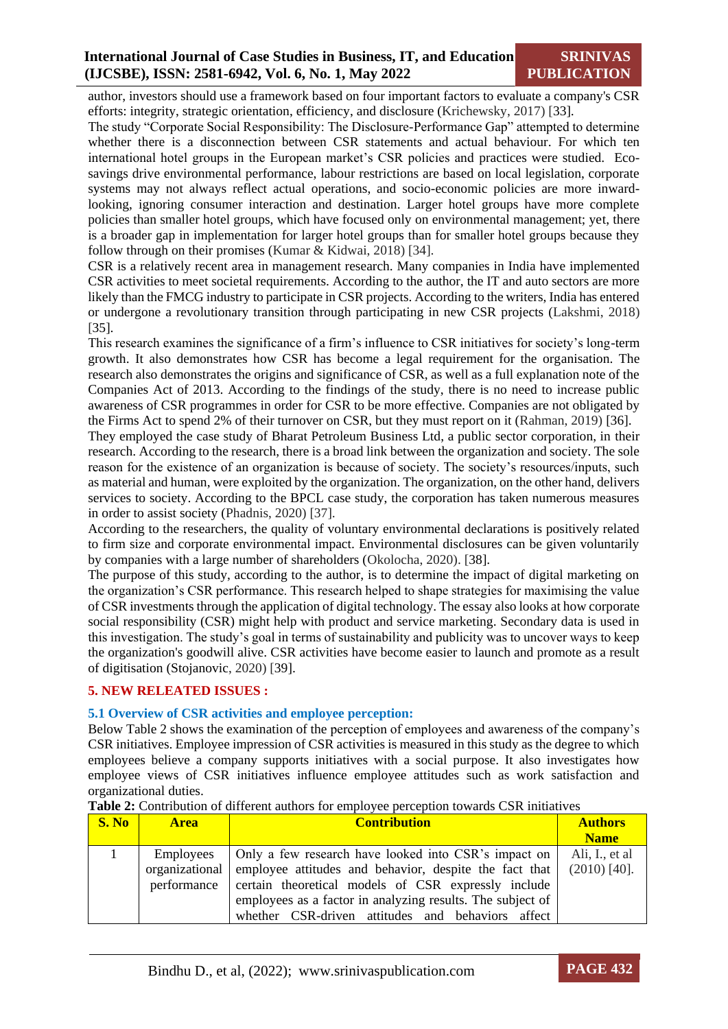author, investors should use a framework based on four important factors to evaluate a company's CSR efforts: integrity, strategic orientation, efficiency, and disclosure (Krichewsky, 2017) [33].

The study "Corporate Social Responsibility: The Disclosure-Performance Gap" attempted to determine whether there is a disconnection between CSR statements and actual behaviour. For which ten international hotel groups in the European market's CSR policies and practices were studied. Eco-savings drive environmental performance, labour restrictions are based on local legislation, corporate systems may not always reflect actual operations, and socio-economic policies are more inward-looking, ignoring consumer interaction and destination. Larger hotel groups have more complete policies than smaller hotel groups, which have focused only on environmental management; yet, there is a broader gap in implementation for larger hotel groups than for smaller hotel groups because they follow through on their promises (Kumar & Kidwai, 2018) [34].

CSR is a relatively recent area in management research. Many companies in India have implemented CSR activities to meet societal requirements. According to the author, the IT and auto sectors are more likely than the FMCG industry to participate in CSR projects. According to the writers, India has entered or undergone a revolutionary transition through participating in new CSR projects (Lakshmi, 2018) [35].

This research examines the significance of a firm's influence to CSR initiatives for society's long-term growth. It also demonstrates how CSR has become a legal requirement for the organisation. The research also demonstrates the origins and significance of CSR, as well as a full explanation note of the Companies Act of 2013. According to the findings of the study, there is no need to increase public awareness of CSR programmes in order for CSR to be more effective. Companies are not obligated by the Firms Act to spend 2% of their turnover on CSR, but they must report on it (Rahman, 2019) [36].

They employed the case study of Bharat Petroleum Business Ltd, a public sector corporation, in their research. According to the research, there is a broad link between the organization and society. The sole reason for the existence of an organization is because of society. The society's resources/inputs, such as material and human, were exploited by the organization. The organization, on the other hand, delivers services to society. According to the BPCL case study, the corporation has taken numerous measures in order to assist society (Phadnis, 2020) [37].

According to the researchers, the quality of voluntary environmental declarations is positively related to firm size and corporate environmental impact. Environmental disclosures can be given voluntarily by companies with a large number of shareholders (Okolocha, 2020). [38].

The purpose of this study, according to the author, is to determine the impact of digital marketing on the organization's CSR performance. This research helped to shape strategies for maximising the value of CSR investments through the application of digital technology. The essay also looks at how corporate social responsibility (CSR) might help with product and service marketing. Secondary data is used in this investigation. The study's goal in terms of sustainability and publicity was to uncover ways to keep the organization's goodwill alive. CSR activities have become easier to launch and promote as a result of digitisation (Stojanovic, 2020) [39].

## 5. NEW RELEATED ISSUES :

### 5.1 Overview of CSR activities and employee perception:

Below Table 2 shows the examination of the perception of employees and awareness of the company's CSR initiatives. Employee impression of CSR activities is measured in this study as the degree to which employees believe a company supports initiatives with a social purpose. It also investigates how employee views of CSR initiatives influence employee attitudes such as work satisfaction and organizational duties.

**Table 2:** Contribution of different authors for employee perception towards CSR initiatives

| S. No | Area | Contribution | Authors Name |
|---|---|---|---|
| 1 | Employees organizational performance | Only a few research have looked into CSR's impact on employee attitudes and behavior, despite the fact that certain theoretical models of CSR expressly include employees as a factor in analyzing results. The subject of whether CSR-driven attitudes and behaviors affect | Ali, I., et al (2010) [40]. |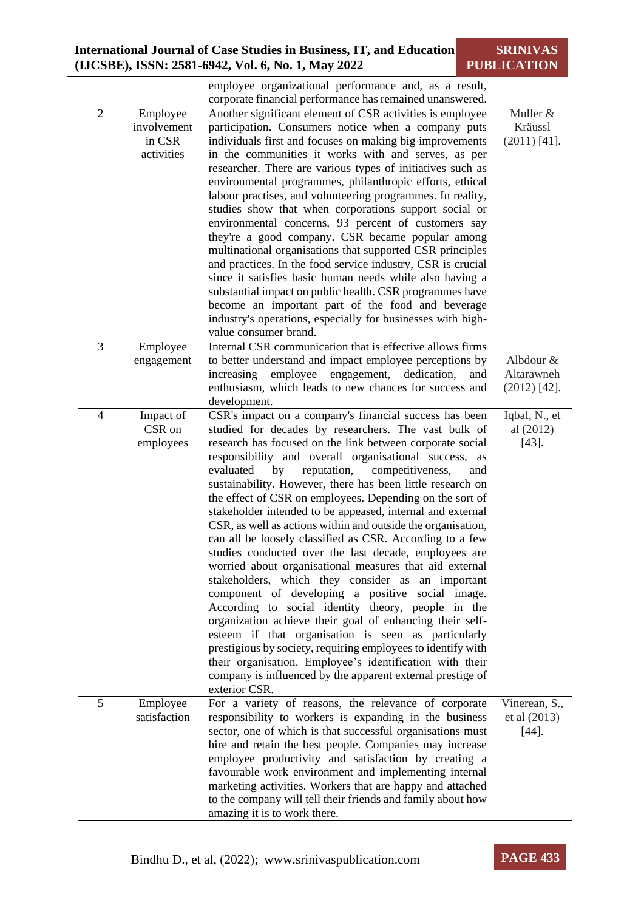| | | employee organizational performance and, as a result, corporate financial performance has remained unanswered. | |
|---|---|---|---|
| 2 | Employee involvement in CSR activities | Another significant element of CSR activities is employee participation. Consumers notice when a company puts individuals first and focuses on making big improvements in the communities it works with and serves, as per researcher. There are various types of initiatives such as environmental programmes, philanthropic efforts, ethical labour practises, and volunteering programmes. In reality, studies show that when corporations support social or environmental concerns, 93 percent of customers say they're a good company. CSR became popular among multinational organisations that supported CSR principles and practices. In the food service industry, CSR is crucial since it satisfies basic human needs while also having a substantial impact on public health. CSR programmes have become an important part of the food and beverage industry's operations, especially for businesses with high-value consumer brand. | Muller & Kräussl (2011) [41]. |
| 3 | Employee engagement | Internal CSR communication that is effective allows firms to better understand and impact employee perceptions by increasing employee engagement, dedication, and enthusiasm, which leads to new chances for success and development. | Albdour & Altarawneh (2012) [42]. |
| 4 | Impact of CSR on employees | CSR's impact on a company's financial success has been studied for decades by researchers. The vast bulk of research has focused on the link between corporate social responsibility and overall organisational success, as evaluated by reputation, competitiveness, and sustainability. However, there has been little research on the effect of CSR on employees. Depending on the sort of stakeholder intended to be appeased, internal and external CSR, as well as actions within and outside the organisation, can all be loosely classified as CSR. According to a few studies conducted over the last decade, employees are worried about organisational measures that aid external stakeholders, which they consider as an important component of developing a positive social image. According to social identity theory, people in the organization achieve their goal of enhancing their self-esteem if that organisation is seen as particularly prestigious by society, requiring employees to identify with their organisation. Employee's identification with their company is influenced by the apparent external prestige of exterior CSR. | Iqbal, N., et al (2012) [43]. |
| 5 | Employee satisfaction | For a variety of reasons, the relevance of corporate responsibility to workers is expanding in the business sector, one of which is that successful organisations must hire and retain the best people. Companies may increase employee productivity and satisfaction by creating a favourable work environment and implementing internal marketing activities. Workers that are happy and attached to the company will tell their friends and family about how amazing it is to work there. | Vinerean, S., et al (2013) [44]. |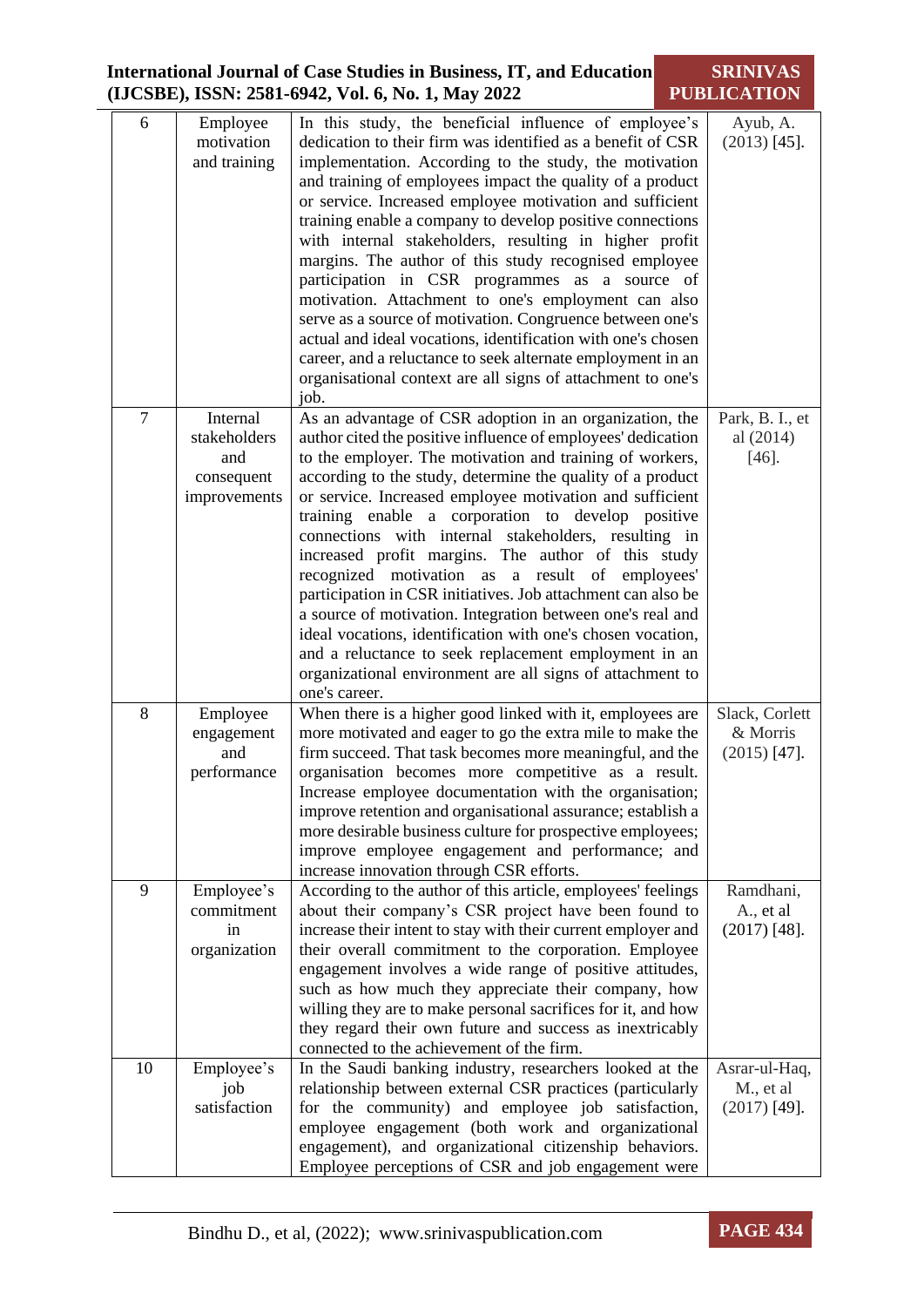| 6 | Employee motivation and training | In this study, the beneficial influence of employee's dedication to their firm was identified as a benefit of CSR implementation. According to the study, the motivation and training of employees impact the quality of a product or service. Increased employee motivation and sufficient training enable a company to develop positive connections with internal stakeholders, resulting in higher profit margins. The author of this study recognised employee participation in CSR programmes as a source of motivation. Attachment to one's employment can also serve as a source of motivation. Congruence between one's actual and ideal vocations, identification with one's chosen career, and a reluctance to seek alternate employment in an organisational context are all signs of attachment to one's job. | Ayub, A. (2013) [45]. |
|---|---|---|---|
| 7 | Internal stakeholders and consequent improvements | As an advantage of CSR adoption in an organization, the author cited the positive influence of employees' dedication to the employer. The motivation and training of workers, according to the study, determine the quality of a product or service. Increased employee motivation and sufficient training enable a corporation to develop positive connections with internal stakeholders, resulting in increased profit margins. The author of this study recognized motivation as a result of employees' participation in CSR initiatives. Job attachment can also be a source of motivation. Integration between one's real and ideal vocations, identification with one's chosen vocation, and a reluctance to seek replacement employment in an organizational environment are all signs of attachment to one's career. | Park, B. I., et al (2014) [46]. |
| 8 | Employee engagement and performance | When there is a higher good linked with it, employees are more motivated and eager to go the extra mile to make the firm succeed. That task becomes more meaningful, and the organisation becomes more competitive as a result. Increase employee documentation with the organisation; improve retention and organisational assurance; establish a more desirable business culture for prospective employees; improve employee engagement and performance; and increase innovation through CSR efforts. | Slack, Corlett & Morris (2015) [47]. |
| 9 | Employee's commitment in organization | According to the author of this article, employees' feelings about their company's CSR project have been found to increase their intent to stay with their current employer and their overall commitment to the corporation. Employee engagement involves a wide range of positive attitudes, such as how much they appreciate their company, how willing they are to make personal sacrifices for it, and how they regard their own future and success as inextricably connected to the achievement of the firm. | Ramdhani, A., et al (2017) [48]. |
| 10 | Employee's job satisfaction | In the Saudi banking industry, researchers looked at the relationship between external CSR practices (particularly for the community) and employee job satisfaction, employee engagement (both work and organizational engagement), and organizational citizenship behaviors. Employee perceptions of CSR and job engagement were | Asrar-ul-Haq, M., et al (2017) [49]. |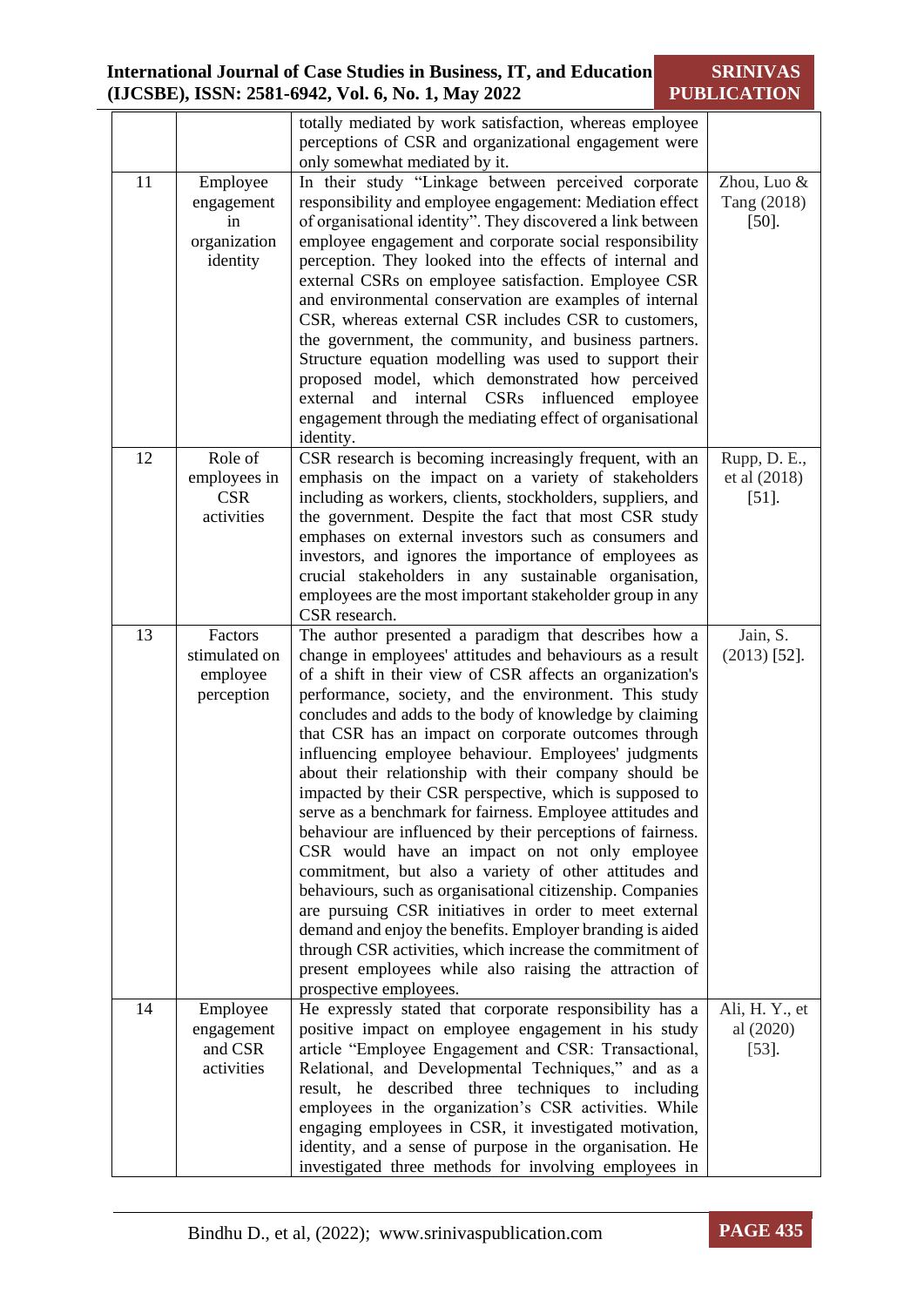| | | totally mediated by work satisfaction, whereas employee perceptions of CSR and organizational engagement were only somewhat mediated by it. | |
|---|---|---|---|
| 11 | Employee engagement in organization identity | In their study "Linkage between perceived corporate responsibility and employee engagement: Mediation effect of organisational identity". They discovered a link between employee engagement and corporate social responsibility perception. They looked into the effects of internal and external CSRs on employee satisfaction. Employee CSR and environmental conservation are examples of internal CSR, whereas external CSR includes CSR to customers, the government, the community, and business partners. Structure equation modelling was used to support their proposed model, which demonstrated how perceived external and internal CSRs influenced employee engagement through the mediating effect of organisational identity. | Zhou, Luo & Tang (2018) [50]. |
| 12 | Role of employees in CSR activities | CSR research is becoming increasingly frequent, with an emphasis on the impact on a variety of stakeholders including as workers, clients, stockholders, suppliers, and the government. Despite the fact that most CSR study emphases on external investors such as consumers and investors, and ignores the importance of employees as crucial stakeholders in any sustainable organisation, employees are the most important stakeholder group in any CSR research. | Rupp, D. E., et al (2018) [51]. |
| 13 | Factors stimulated on employee perception | The author presented a paradigm that describes how a change in employees' attitudes and behaviours as a result of a shift in their view of CSR affects an organization's performance, society, and the environment. This study concludes and adds to the body of knowledge by claiming that CSR has an impact on corporate outcomes through influencing employee behaviour. Employees' judgments about their relationship with their company should be impacted by their CSR perspective, which is supposed to serve as a benchmark for fairness. Employee attitudes and behaviour are influenced by their perceptions of fairness. CSR would have an impact on not only employee commitment, but also a variety of other attitudes and behaviours, such as organisational citizenship. Companies are pursuing CSR initiatives in order to meet external demand and enjoy the benefits. Employer branding is aided through CSR activities, which increase the commitment of present employees while also raising the attraction of prospective employees. | Jain, S. (2013) [52]. |
| 14 | Employee engagement and CSR activities | He expressly stated that corporate responsibility has a positive impact on employee engagement in his study article "Employee Engagement and CSR: Transactional, Relational, and Developmental Techniques," and as a result, he described three techniques to including employees in the organization's CSR activities. While engaging employees in CSR, it investigated motivation, identity, and a sense of purpose in the organisation. He investigated three methods for involving employees in | Ali, H. Y., et al (2020) [53]. |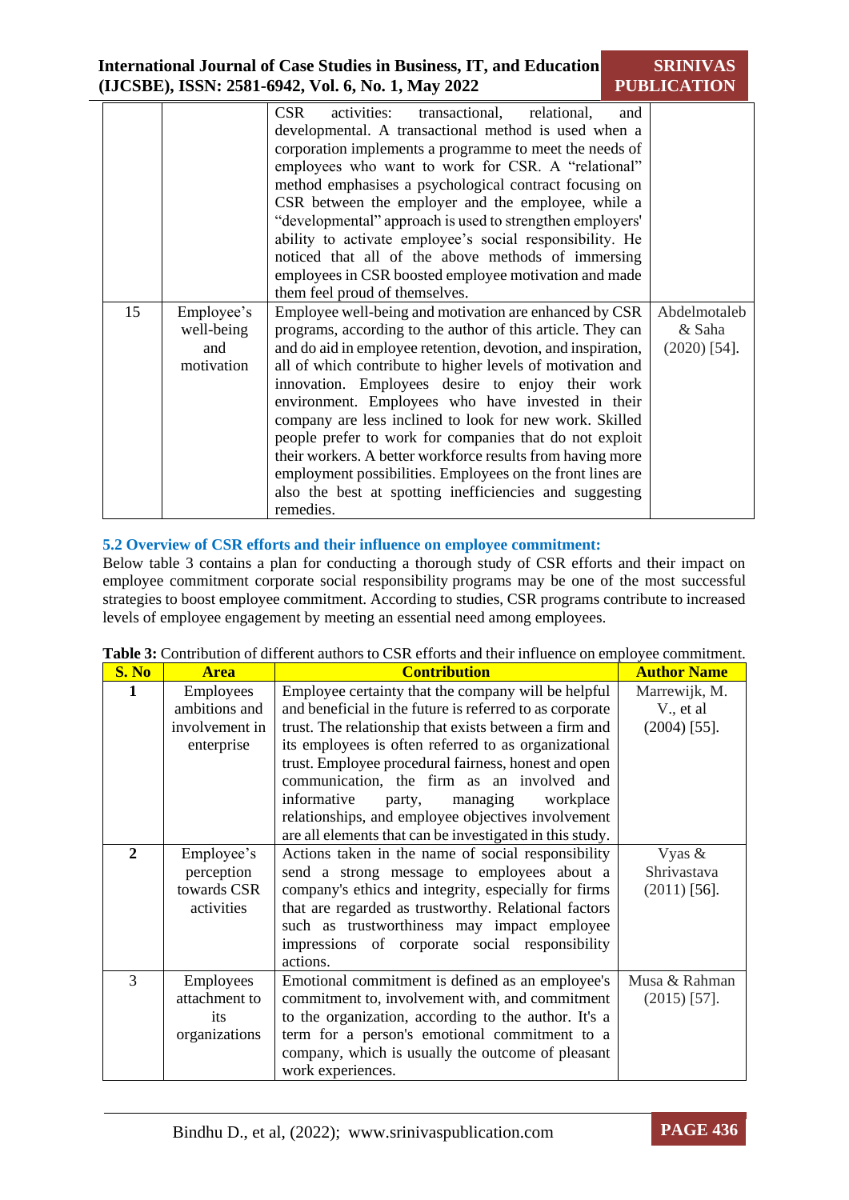| | | CSR activities: transactional, relational, and developmental. A transactional method is used when a corporation implements a programme to meet the needs of employees who want to work for CSR. A “relational” method emphasises a psychological contract focusing on CSR between the employer and the employee, while a “developmental” approach is used to strengthen employers' ability to activate employee’s social responsibility. He noticed that all of the above methods of immersing employees in CSR boosted employee motivation and made them feel proud of themselves. | |
|---|---|---|---|
| 15 | Employee’s well-being and motivation | Employee well-being and motivation are enhanced by CSR programs, according to the author of this article. They can and do aid in employee retention, devotion, and inspiration, all of which contribute to higher levels of motivation and innovation. Employees desire to enjoy their work environment. Employees who have invested in their company are less inclined to look for new work. Skilled people prefer to work for companies that do not exploit their workers. A better workforce results from having more employment possibilities. Employees on the front lines are also the best at spotting inefficiencies and suggesting remedies. | Abdelmotaleb & Saha (2020) [54]. |

### 5.2 Overview of CSR efforts and their influence on employee commitment:

Below table 3 contains a plan for conducting a thorough study of CSR efforts and their impact on employee commitment corporate social responsibility programs may be one of the most successful strategies to boost employee commitment. According to studies, CSR programs contribute to increased levels of employee engagement by meeting an essential need among employees.

**Table 3:** Contribution of different authors to CSR efforts and their influence on employee commitment.

| S. No | Area | Contribution | Author Name |
|---|---|---|---|
| **1** | Employees ambitions and involvement in enterprise | Employee certainty that the company will be helpful and beneficial in the future is referred to as corporate trust. The relationship that exists between a firm and its employees is often referred to as organizational trust. Employee procedural fairness, honest and open communication, the firm as an involved and informative party, managing workplace relationships, and employee objectives involvement are all elements that can be investigated in this study. | Marrewijk, M. V., et al (2004) [55]. |
| **2** | Employee’s perception towards CSR activities | Actions taken in the name of social responsibility send a strong message to employees about a company's ethics and integrity, especially for firms that are regarded as trustworthy. Relational factors such as trustworthiness may impact employee impressions of corporate social responsibility actions. | Vyas & Shrivastava (2011) [56]. |
| 3 | Employees attachment to its organizations | Emotional commitment is defined as an employee's commitment to, involvement with, and commitment to the organization, according to the author. It's a term for a person's emotional commitment to a company, which is usually the outcome of pleasant work experiences. | Musa & Rahman (2015) [57]. |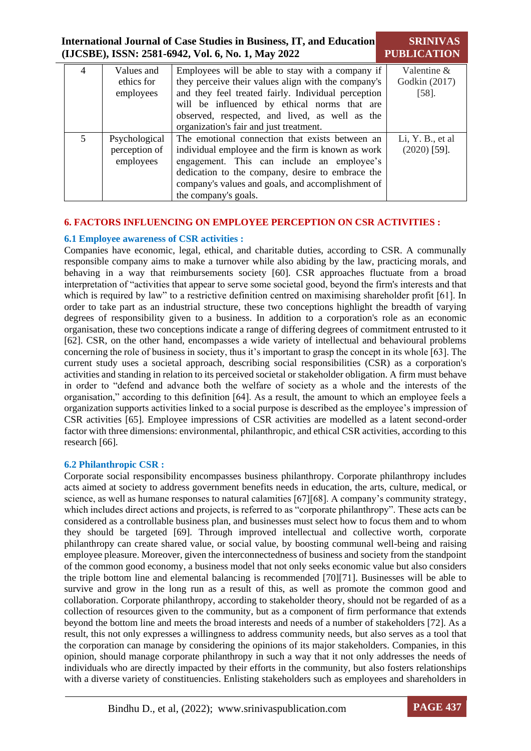| 4 | Values and ethics for employees | Employees will be able to stay with a company if they perceive their values align with the company's and they feel treated fairly. Individual perception will be influenced by ethical norms that are observed, respected, and lived, as well as the organization's fair and just treatment. | Valentine & Godkin (2017) [58]. |
|---|---|---|---|
| 5 | Psychological perception of employees | The emotional connection that exists between an individual employee and the firm is known as work engagement. This can include an employee's dedication to the company, desire to embrace the company's values and goals, and accomplishment of the company's goals. | Li, Y. B., et al (2020) [59]. |

## 6. FACTORS INFLUENCING ON EMPLOYEE PERCEPTION ON CSR ACTIVITIES :

### 6.1 Employee awareness of CSR activities :

Companies have economic, legal, ethical, and charitable duties, according to CSR. A communally responsible company aims to make a turnover while also abiding by the law, practicing morals, and behaving in a way that reimbursements society [60]. CSR approaches fluctuate from a broad interpretation of "activities that appear to serve some societal good, beyond the firm's interests and that which is required by law" to a restrictive definition centred on maximising shareholder profit [61]. In order to take part as an industrial structure, these two conceptions highlight the breadth of varying degrees of responsibility given to a business. In addition to a corporation's role as an economic organisation, these two conceptions indicate a range of differing degrees of commitment entrusted to it [62]. CSR, on the other hand, encompasses a wide variety of intellectual and behavioural problems concerning the role of business in society, thus it's important to grasp the concept in its whole [63]. The current study uses a societal approach, describing social responsibilities (CSR) as a corporation's activities and standing in relation to its perceived societal or stakeholder obligation. A firm must behave in order to "defend and advance both the welfare of society as a whole and the interests of the organisation," according to this definition [64]. As a result, the amount to which an employee feels a organization supports activities linked to a social purpose is described as the employee's impression of CSR activities [65]. Employee impressions of CSR activities are modelled as a latent second-order factor with three dimensions: environmental, philanthropic, and ethical CSR activities, according to this research [66].

### 6.2 Philanthropic CSR :

Corporate social responsibility encompasses business philanthropy. Corporate philanthropy includes acts aimed at society to address government benefits needs in education, the arts, culture, medical, or science, as well as humane responses to natural calamities [67][68]. A company's community strategy, which includes direct actions and projects, is referred to as "corporate philanthropy". These acts can be considered as a controllable business plan, and businesses must select how to focus them and to whom they should be targeted [69]. Through improved intellectual and collective worth, corporate philanthropy can create shared value, or social value, by boosting communal well-being and raising employee pleasure. Moreover, given the interconnectedness of business and society from the standpoint of the common good economy, a business model that not only seeks economic value but also considers the triple bottom line and elemental balancing is recommended [70][71]. Businesses will be able to survive and grow in the long run as a result of this, as well as promote the common good and collaboration. Corporate philanthropy, according to stakeholder theory, should not be regarded of as a collection of resources given to the community, but as a component of firm performance that extends beyond the bottom line and meets the broad interests and needs of a number of stakeholders [72]. As a result, this not only expresses a willingness to address community needs, but also serves as a tool that the corporation can manage by considering the opinions of its major stakeholders. Companies, in this opinion, should manage corporate philanthropy in such a way that it not only addresses the needs of individuals who are directly impacted by their efforts in the community, but also fosters relationships with a diverse variety of constituencies. Enlisting stakeholders such as employees and shareholders in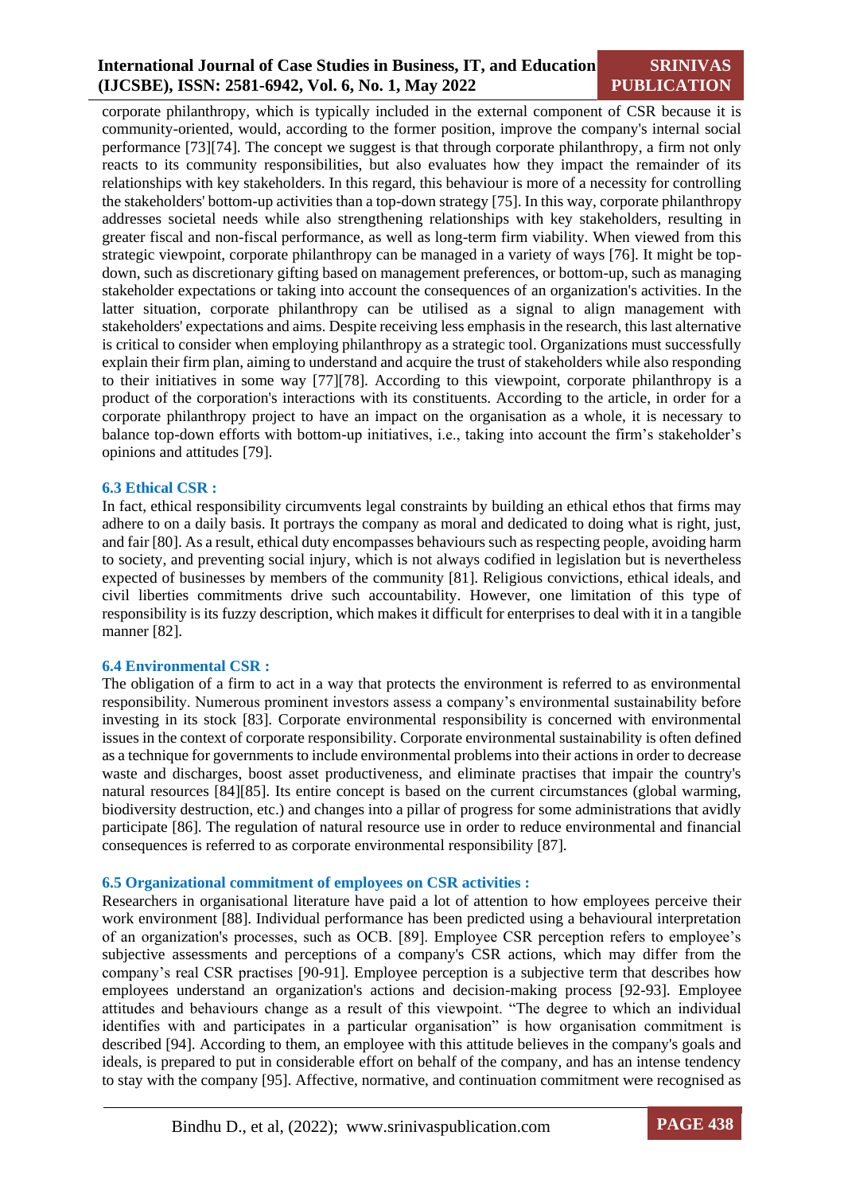corporate philanthropy, which is typically included in the external component of CSR because it is community-oriented, would, according to the former position, improve the company's internal social performance [73][74]. The concept we suggest is that through corporate philanthropy, a firm not only reacts to its community responsibilities, but also evaluates how they impact the remainder of its relationships with key stakeholders. In this regard, this behaviour is more of a necessity for controlling the stakeholders' bottom-up activities than a top-down strategy [75]. In this way, corporate philanthropy addresses societal needs while also strengthening relationships with key stakeholders, resulting in greater fiscal and non-fiscal performance, as well as long-term firm viability. When viewed from this strategic viewpoint, corporate philanthropy can be managed in a variety of ways [76]. It might be top-down, such as discretionary gifting based on management preferences, or bottom-up, such as managing stakeholder expectations or taking into account the consequences of an organization's activities. In the latter situation, corporate philanthropy can be utilised as a signal to align management with stakeholders' expectations and aims. Despite receiving less emphasis in the research, this last alternative is critical to consider when employing philanthropy as a strategic tool. Organizations must successfully explain their firm plan, aiming to understand and acquire the trust of stakeholders while also responding to their initiatives in some way [77][78]. According to this viewpoint, corporate philanthropy is a product of the corporation's interactions with its constituents. According to the article, in order for a corporate philanthropy project to have an impact on the organisation as a whole, it is necessary to balance top-down efforts with bottom-up initiatives, i.e., taking into account the firm's stakeholder's opinions and attitudes [79].

### 6.3 Ethical CSR :

In fact, ethical responsibility circumvents legal constraints by building an ethical ethos that firms may adhere to on a daily basis. It portrays the company as moral and dedicated to doing what is right, just, and fair [80]. As a result, ethical duty encompasses behaviours such as respecting people, avoiding harm to society, and preventing social injury, which is not always codified in legislation but is nevertheless expected of businesses by members of the community [81]. Religious convictions, ethical ideals, and civil liberties commitments drive such accountability. However, one limitation of this type of responsibility is its fuzzy description, which makes it difficult for enterprises to deal with it in a tangible manner [82].

### 6.4 Environmental CSR :

The obligation of a firm to act in a way that protects the environment is referred to as environmental responsibility. Numerous prominent investors assess a company's environmental sustainability before investing in its stock [83]. Corporate environmental responsibility is concerned with environmental issues in the context of corporate responsibility. Corporate environmental sustainability is often defined as a technique for governments to include environmental problems into their actions in order to decrease waste and discharges, boost asset productiveness, and eliminate practises that impair the country's natural resources [84][85]. Its entire concept is based on the current circumstances (global warming, biodiversity destruction, etc.) and changes into a pillar of progress for some administrations that avidly participate [86]. The regulation of natural resource use in order to reduce environmental and financial consequences is referred to as corporate environmental responsibility [87].

### 6.5 Organizational commitment of employees on CSR activities :

Researchers in organisational literature have paid a lot of attention to how employees perceive their work environment [88]. Individual performance has been predicted using a behavioural interpretation of an organization's processes, such as OCB. [89]. Employee CSR perception refers to employee's subjective assessments and perceptions of a company's CSR actions, which may differ from the company's real CSR practises [90-91]. Employee perception is a subjective term that describes how employees understand an organization's actions and decision-making process [92-93]. Employee attitudes and behaviours change as a result of this viewpoint. "The degree to which an individual identifies with and participates in a particular organisation" is how organisation commitment is described [94]. According to them, an employee with this attitude believes in the company's goals and ideals, is prepared to put in considerable effort on behalf of the company, and has an intense tendency to stay with the company [95]. Affective, normative, and continuation commitment were recognised as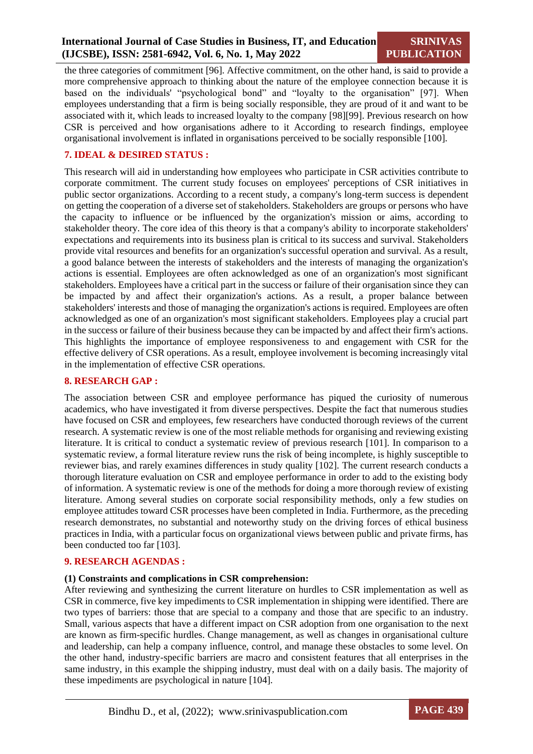the three categories of commitment [96]. Affective commitment, on the other hand, is said to provide a more comprehensive approach to thinking about the nature of the employee connection because it is based on the individuals' "psychological bond" and "loyalty to the organisation" [97]. When employees understanding that a firm is being socially responsible, they are proud of it and want to be associated with it, which leads to increased loyalty to the company [98][99]. Previous research on how CSR is perceived and how organisations adhere to it According to research findings, employee organisational involvement is inflated in organisations perceived to be socially responsible [100].

## 7. IDEAL & DESIRED STATUS :

This research will aid in understanding how employees who participate in CSR activities contribute to corporate commitment. The current study focuses on employees' perceptions of CSR initiatives in public sector organizations. According to a recent study, a company's long-term success is dependent on getting the cooperation of a diverse set of stakeholders. Stakeholders are groups or persons who have the capacity to influence or be influenced by the organization's mission or aims, according to stakeholder theory. The core idea of this theory is that a company's ability to incorporate stakeholders' expectations and requirements into its business plan is critical to its success and survival. Stakeholders provide vital resources and benefits for an organization's successful operation and survival. As a result, a good balance between the interests of stakeholders and the interests of managing the organization's actions is essential. Employees are often acknowledged as one of an organization's most significant stakeholders. Employees have a critical part in the success or failure of their organisation since they can be impacted by and affect their organization's actions. As a result, a proper balance between stakeholders' interests and those of managing the organization's actions is required. Employees are often acknowledged as one of an organization's most significant stakeholders. Employees play a crucial part in the success or failure of their business because they can be impacted by and affect their firm's actions. This highlights the importance of employee responsiveness to and engagement with CSR for the effective delivery of CSR operations. As a result, employee involvement is becoming increasingly vital in the implementation of effective CSR operations.

## 8. RESEARCH GAP :

The association between CSR and employee performance has piqued the curiosity of numerous academics, who have investigated it from diverse perspectives. Despite the fact that numerous studies have focused on CSR and employees, few researchers have conducted thorough reviews of the current research. A systematic review is one of the most reliable methods for organising and reviewing existing literature. It is critical to conduct a systematic review of previous research [101]. In comparison to a systematic review, a formal literature review runs the risk of being incomplete, is highly susceptible to reviewer bias, and rarely examines differences in study quality [102]. The current research conducts a thorough literature evaluation on CSR and employee performance in order to add to the existing body of information. A systematic review is one of the methods for doing a more thorough review of existing literature. Among several studies on corporate social responsibility methods, only a few studies on employee attitudes toward CSR processes have been completed in India. Furthermore, as the preceding research demonstrates, no substantial and noteworthy study on the driving forces of ethical business practices in India, with a particular focus on organizational views between public and private firms, has been conducted too far [103].

## 9. RESEARCH AGENDAS :

**(1) Constraints and complications in CSR comprehension:**

After reviewing and synthesizing the current literature on hurdles to CSR implementation as well as CSR in commerce, five key impediments to CSR implementation in shipping were identified. There are two types of barriers: those that are special to a company and those that are specific to an industry. Small, various aspects that have a different impact on CSR adoption from one organisation to the next are known as firm-specific hurdles. Change management, as well as changes in organisational culture and leadership, can help a company influence, control, and manage these obstacles to some level. On the other hand, industry-specific barriers are macro and consistent features that all enterprises in the same industry, in this example the shipping industry, must deal with on a daily basis. The majority of these impediments are psychological in nature [104].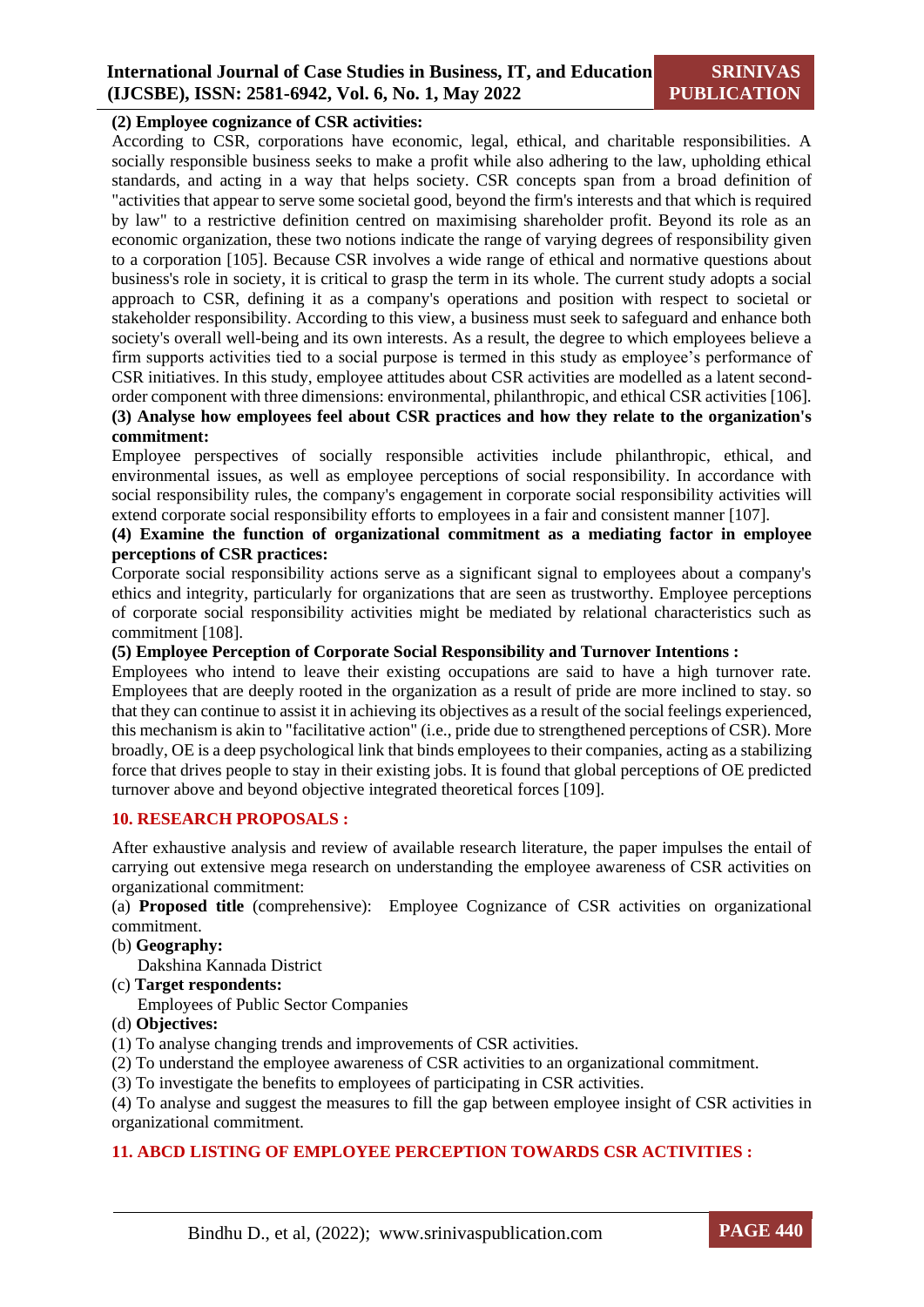**(2) Employee cognizance of CSR activities:**

According to CSR, corporations have economic, legal, ethical, and charitable responsibilities. A socially responsible business seeks to make a profit while also adhering to the law, upholding ethical standards, and acting in a way that helps society. CSR concepts span from a broad definition of "activities that appear to serve some societal good, beyond the firm's interests and that which is required by law" to a restrictive definition centred on maximising shareholder profit. Beyond its role as an economic organization, these two notions indicate the range of varying degrees of responsibility given to a corporation [105]. Because CSR involves a wide range of ethical and normative questions about business's role in society, it is critical to grasp the term in its whole. The current study adopts a social approach to CSR, defining it as a company's operations and position with respect to societal or stakeholder responsibility. According to this view, a business must seek to safeguard and enhance both society's overall well-being and its own interests. As a result, the degree to which employees believe a firm supports activities tied to a social purpose is termed in this study as employee's performance of CSR initiatives. In this study, employee attitudes about CSR activities are modelled as a latent second-order component with three dimensions: environmental, philanthropic, and ethical CSR activities [106].

**(3) Analyse how employees feel about CSR practices and how they relate to the organization's commitment:**

Employee perspectives of socially responsible activities include philanthropic, ethical, and environmental issues, as well as employee perceptions of social responsibility. In accordance with social responsibility rules, the company's engagement in corporate social responsibility activities will extend corporate social responsibility efforts to employees in a fair and consistent manner [107].

**(4) Examine the function of organizational commitment as a mediating factor in employee perceptions of CSR practices:**

Corporate social responsibility actions serve as a significant signal to employees about a company's ethics and integrity, particularly for organizations that are seen as trustworthy. Employee perceptions of corporate social responsibility activities might be mediated by relational characteristics such as commitment [108].

**(5) Employee Perception of Corporate Social Responsibility and Turnover Intentions :**

Employees who intend to leave their existing occupations are said to have a high turnover rate. Employees that are deeply rooted in the organization as a result of pride are more inclined to stay. so that they can continue to assist it in achieving its objectives as a result of the social feelings experienced, this mechanism is akin to "facilitative action" (i.e., pride due to strengthened perceptions of CSR). More broadly, OE is a deep psychological link that binds employees to their companies, acting as a stabilizing force that drives people to stay in their existing jobs. It is found that global perceptions of OE predicted turnover above and beyond objective integrated theoretical forces [109].

## 10. RESEARCH PROPOSALS :

After exhaustive analysis and review of available research literature, the paper impulses the entail of carrying out extensive mega research on understanding the employee awareness of CSR activities on organizational commitment:

(a) **Proposed title** (comprehensive): Employee Cognizance of CSR activities on organizational commitment.

(b) **Geography:**

Dakshina Kannada District

(c) **Target respondents:**

Employees of Public Sector Companies

(d) **Objectives:**

(1) To analyse changing trends and improvements of CSR activities.

(2) To understand the employee awareness of CSR activities to an organizational commitment.

(3) To investigate the benefits to employees of participating in CSR activities.

(4) To analyse and suggest the measures to fill the gap between employee insight of CSR activities in organizational commitment.

## 11. ABCD LISTING OF EMPLOYEE PERCEPTION TOWARDS CSR ACTIVITIES :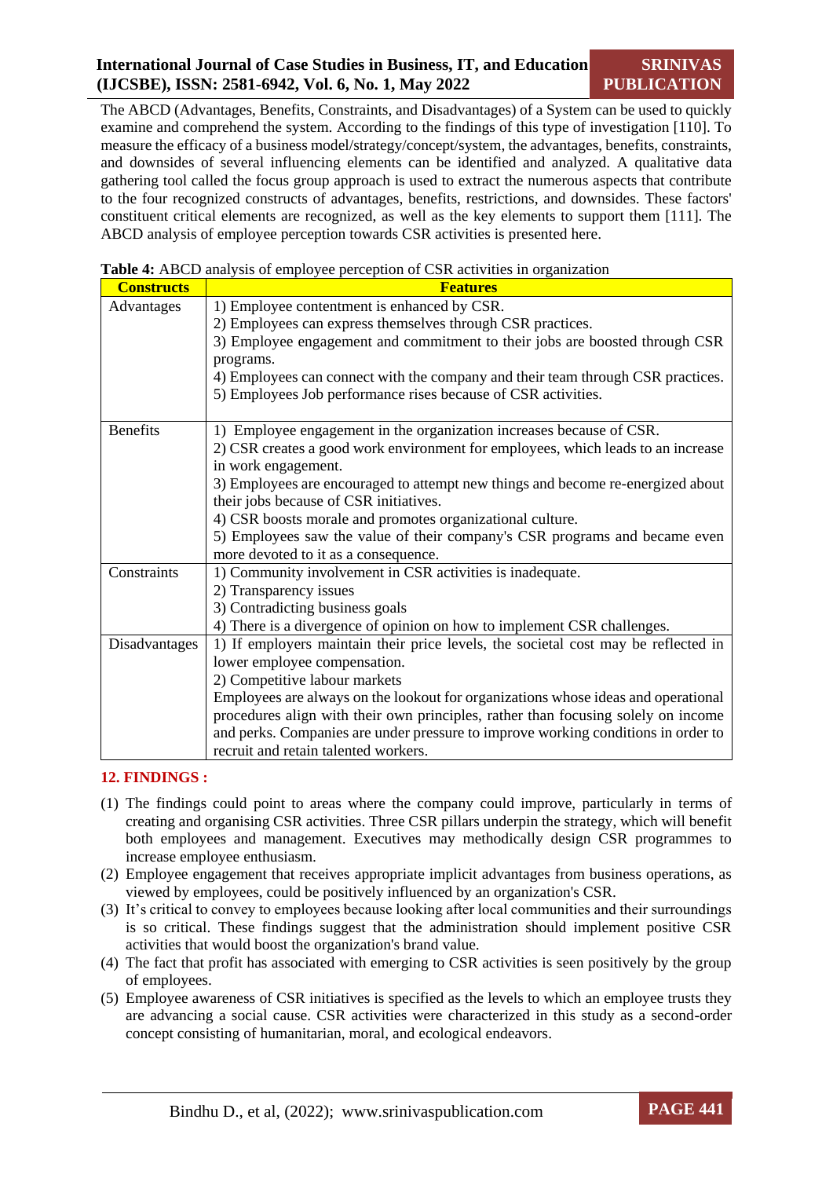The ABCD (Advantages, Benefits, Constraints, and Disadvantages) of a System can be used to quickly examine and comprehend the system. According to the findings of this type of investigation [110]. To measure the efficacy of a business model/strategy/concept/system, the advantages, benefits, constraints, and downsides of several influencing elements can be identified and analyzed. A qualitative data gathering tool called the focus group approach is used to extract the numerous aspects that contribute to the four recognized constructs of advantages, benefits, restrictions, and downsides. These factors' constituent critical elements are recognized, as well as the key elements to support them [111]. The ABCD analysis of employee perception towards CSR activities is presented here.

**Table 4:** ABCD analysis of employee perception of CSR activities in organization

| Constructs | Features |
|---|---|
| Advantages | 1) Employee contentment is enhanced by CSR.<br>2) Employees can express themselves through CSR practices.<br>3) Employee engagement and commitment to their jobs are boosted through CSR programs.<br>4) Employees can connect with the company and their team through CSR practices.<br>5) Employees Job performance rises because of CSR activities. |
| Benefits | 1) Employee engagement in the organization increases because of CSR.<br>2) CSR creates a good work environment for employees, which leads to an increase in work engagement.<br>3) Employees are encouraged to attempt new things and become re-energized about their jobs because of CSR initiatives.<br>4) CSR boosts morale and promotes organizational culture.<br>5) Employees saw the value of their company's CSR programs and became even more devoted to it as a consequence. |
| Constraints | 1) Community involvement in CSR activities is inadequate.<br>2) Transparency issues<br>3) Contradicting business goals<br>4) There is a divergence of opinion on how to implement CSR challenges. |
| Disadvantages | 1) If employers maintain their price levels, the societal cost may be reflected in lower employee compensation.<br>2) Competitive labour markets<br>Employees are always on the lookout for organizations whose ideas and operational procedures align with their own principles, rather than focusing solely on income and perks. Companies are under pressure to improve working conditions in order to recruit and retain talented workers. |

## 12. FINDINGS :

(1) The findings could point to areas where the company could improve, particularly in terms of creating and organising CSR activities. Three CSR pillars underpin the strategy, which will benefit both employees and management. Executives may methodically design CSR programmes to increase employee enthusiasm.

(2) Employee engagement that receives appropriate implicit advantages from business operations, as viewed by employees, could be positively influenced by an organization's CSR.

(3) It's critical to convey to employees because looking after local communities and their surroundings is so critical. These findings suggest that the administration should implement positive CSR activities that would boost the organization's brand value.

(4) The fact that profit has associated with emerging to CSR activities is seen positively by the group of employees.

(5) Employee awareness of CSR initiatives is specified as the levels to which an employee trusts they are advancing a social cause. CSR activities were characterized in this study as a second-order concept consisting of humanitarian, moral, and ecological endeavors.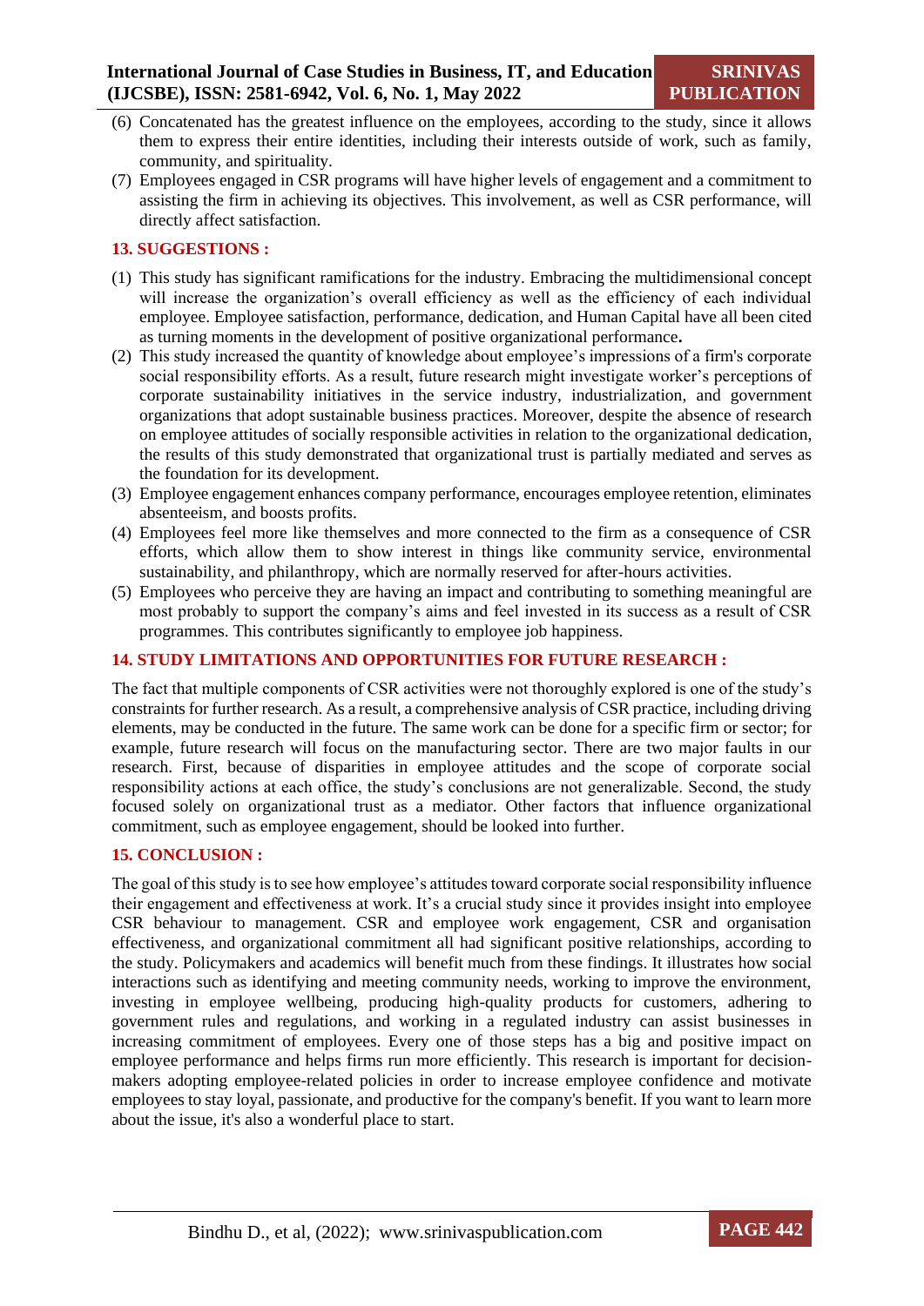(6) Concatenated has the greatest influence on the employees, according to the study, since it allows them to express their entire identities, including their interests outside of work, such as family, community, and spirituality.
(7) Employees engaged in CSR programs will have higher levels of engagement and a commitment to assisting the firm in achieving its objectives. This involvement, as well as CSR performance, will directly affect satisfaction.

## 13. SUGGESTIONS :

(1) This study has significant ramifications for the industry. Embracing the multidimensional concept will increase the organization's overall efficiency as well as the efficiency of each individual employee. Employee satisfaction, performance, dedication, and Human Capital have all been cited as turning moments in the development of positive organizational performance**.**
(2) This study increased the quantity of knowledge about employee's impressions of a firm's corporate social responsibility efforts. As a result, future research might investigate worker's perceptions of corporate sustainability initiatives in the service industry, industrialization, and government organizations that adopt sustainable business practices. Moreover, despite the absence of research on employee attitudes of socially responsible activities in relation to the organizational dedication, the results of this study demonstrated that organizational trust is partially mediated and serves as the foundation for its development.
(3) Employee engagement enhances company performance, encourages employee retention, eliminates absenteeism, and boosts profits.
(4) Employees feel more like themselves and more connected to the firm as a consequence of CSR efforts, which allow them to show interest in things like community service, environmental sustainability, and philanthropy, which are normally reserved for after-hours activities.
(5) Employees who perceive they are having an impact and contributing to something meaningful are most probably to support the company's aims and feel invested in its success as a result of CSR programmes. This contributes significantly to employee job happiness.

## 14. STUDY LIMITATIONS AND OPPORTUNITIES FOR FUTURE RESEARCH :

The fact that multiple components of CSR activities were not thoroughly explored is one of the study's constraints for further research. As a result, a comprehensive analysis of CSR practice, including driving elements, may be conducted in the future. The same work can be done for a specific firm or sector; for example, future research will focus on the manufacturing sector. There are two major faults in our research. First, because of disparities in employee attitudes and the scope of corporate social responsibility actions at each office, the study's conclusions are not generalizable. Second, the study focused solely on organizational trust as a mediator. Other factors that influence organizational commitment, such as employee engagement, should be looked into further.

## 15. CONCLUSION :

The goal of this study is to see how employee's attitudes toward corporate social responsibility influence their engagement and effectiveness at work. It's a crucial study since it provides insight into employee CSR behaviour to management. CSR and employee work engagement, CSR and organisation effectiveness, and organizational commitment all had significant positive relationships, according to the study. Policymakers and academics will benefit much from these findings. It illustrates how social interactions such as identifying and meeting community needs, working to improve the environment, investing in employee wellbeing, producing high-quality products for customers, adhering to government rules and regulations, and working in a regulated industry can assist businesses in increasing commitment of employees. Every one of those steps has a big and positive impact on employee performance and helps firms run more efficiently. This research is important for decision-makers adopting employee-related policies in order to increase employee confidence and motivate employees to stay loyal, passionate, and productive for the company's benefit. If you want to learn more about the issue, it's also a wonderful place to start.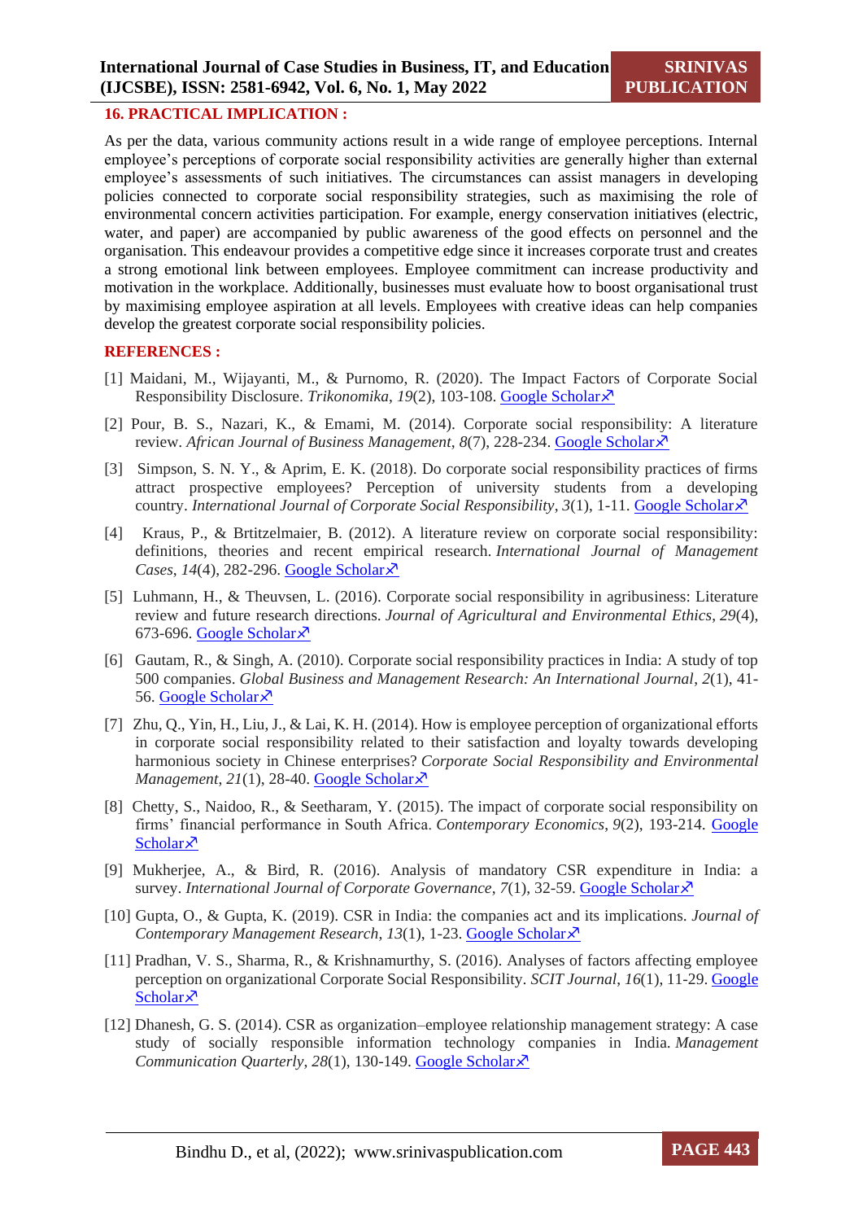## 16. PRACTICAL IMPLICATION :

As per the data, various community actions result in a wide range of employee perceptions. Internal employee's perceptions of corporate social responsibility activities are generally higher than external employee's assessments of such initiatives. The circumstances can assist managers in developing policies connected to corporate social responsibility strategies, such as maximising the role of environmental concern activities participation. For example, energy conservation initiatives (electric, water, and paper) are accompanied by public awareness of the good effects on personnel and the organisation. This endeavour provides a competitive edge since it increases corporate trust and creates a strong emotional link between employees. Employee commitment can increase productivity and motivation in the workplace. Additionally, businesses must evaluate how to boost organisational trust by maximising employee aspiration at all levels. Employees with creative ideas can help companies develop the greatest corporate social responsibility policies.

## REFERENCES :

[1] Maidani, M., Wijayanti, M., & Purnomo, R. (2020). The Impact Factors of Corporate Social Responsibility Disclosure. *Trikonomika*, *19*(2), 103-108. Google Scholar

[2] Pour, B. S., Nazari, K., & Emami, M. (2014). Corporate social responsibility: A literature review. *African Journal of Business Management*, *8*(7), 228-234. Google Scholar

[3] Simpson, S. N. Y., & Aprim, E. K. (2018). Do corporate social responsibility practices of firms attract prospective employees? Perception of university students from a developing country. *International Journal of Corporate Social Responsibility*, *3*(1), 1-11. Google Scholar

[4] Kraus, P., & Brtitzelmaier, B. (2012). A literature review on corporate social responsibility: definitions, theories and recent empirical research. *International Journal of Management Cases*, *14*(4), 282-296. Google Scholar

[5] Luhmann, H., & Theuvsen, L. (2016). Corporate social responsibility in agribusiness: Literature review and future research directions. *Journal of Agricultural and Environmental Ethics*, *29*(4), 673-696. Google Scholar

[6] Gautam, R., & Singh, A. (2010). Corporate social responsibility practices in India: A study of top 500 companies. *Global Business and Management Research: An International Journal*, *2*(1), 41-56. Google Scholar

[7] Zhu, Q., Yin, H., Liu, J., & Lai, K. H. (2014). How is employee perception of organizational efforts in corporate social responsibility related to their satisfaction and loyalty towards developing harmonious society in Chinese enterprises? *Corporate Social Responsibility and Environmental Management*, *21*(1), 28-40. Google Scholar

[8] Chetty, S., Naidoo, R., & Seetharam, Y. (2015). The impact of corporate social responsibility on firms' financial performance in South Africa. *Contemporary Economics*, *9*(2), 193-214. Google Scholar

[9] Mukherjee, A., & Bird, R. (2016). Analysis of mandatory CSR expenditure in India: a survey. *International Journal of Corporate Governance*, *7*(1), 32-59. Google Scholar

[10] Gupta, O., & Gupta, K. (2019). CSR in India: the companies act and its implications. *Journal of Contemporary Management Research*, *13*(1), 1-23. Google Scholar

[11] Pradhan, V. S., Sharma, R., & Krishnamurthy, S. (2016). Analyses of factors affecting employee perception on organizational Corporate Social Responsibility. *SCIT Journal*, *16*(1), 11-29. Google Scholar

[12] Dhanesh, G. S. (2014). CSR as organization–employee relationship management strategy: A case study of socially responsible information technology companies in India. *Management Communication Quarterly*, *28*(1), 130-149. Google Scholar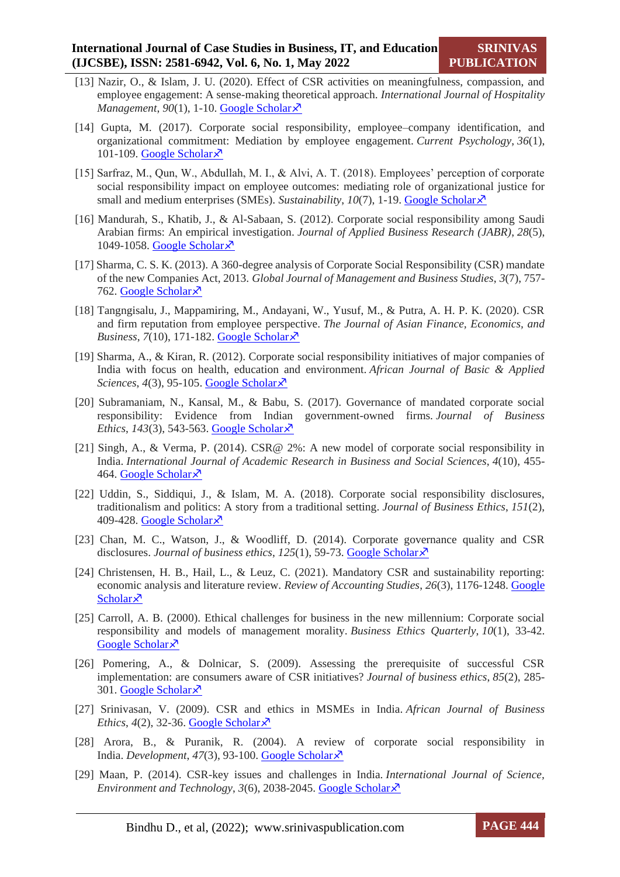[13] Nazir, O., & Islam, J. U. (2020). Effect of CSR activities on meaningfulness, compassion, and employee engagement: A sense-making theoretical approach. *International Journal of Hospitality Management*, *90*(1), 1-10. Google Scholar

[14] Gupta, M. (2017). Corporate social responsibility, employee–company identification, and organizational commitment: Mediation by employee engagement. *Current Psychology*, *36*(1), 101-109. Google Scholar

[15] Sarfraz, M., Qun, W., Abdullah, M. I., & Alvi, A. T. (2018). Employees' perception of corporate social responsibility impact on employee outcomes: mediating role of organizational justice for small and medium enterprises (SMEs). *Sustainability*, *10*(7), 1-19. Google Scholar

[16] Mandurah, S., Khatib, J., & Al-Sabaan, S. (2012). Corporate social responsibility among Saudi Arabian firms: An empirical investigation. *Journal of Applied Business Research (JABR)*, *28*(5), 1049-1058. Google Scholar

[17] Sharma, C. S. K. (2013). A 360-degree analysis of Corporate Social Responsibility (CSR) mandate of the new Companies Act, 2013. *Global Journal of Management and Business Studies*, *3*(7), 757-762. Google Scholar

[18] Tangngisalu, J., Mappamiring, M., Andayani, W., Yusuf, M., & Putra, A. H. P. K. (2020). CSR and firm reputation from employee perspective. *The Journal of Asian Finance, Economics, and Business*, *7*(10), 171-182. Google Scholar

[19] Sharma, A., & Kiran, R. (2012). Corporate social responsibility initiatives of major companies of India with focus on health, education and environment. *African Journal of Basic & Applied Sciences*, *4*(3), 95-105. Google Scholar

[20] Subramaniam, N., Kansal, M., & Babu, S. (2017). Governance of mandated corporate social responsibility: Evidence from Indian government-owned firms. *Journal of Business Ethics*, *143*(3), 543-563. Google Scholar

[21] Singh, A., & Verma, P. (2014). CSR@ 2%: A new model of corporate social responsibility in India. *International Journal of Academic Research in Business and Social Sciences*, *4*(10), 455-464. Google Scholar

[22] Uddin, S., Siddiqui, J., & Islam, M. A. (2018). Corporate social responsibility disclosures, traditionalism and politics: A story from a traditional setting. *Journal of Business Ethics*, *151*(2), 409-428. Google Scholar

[23] Chan, M. C., Watson, J., & Woodliff, D. (2014). Corporate governance quality and CSR disclosures. *Journal of business ethics*, *125*(1), 59-73. Google Scholar

[24] Christensen, H. B., Hail, L., & Leuz, C. (2021). Mandatory CSR and sustainability reporting: economic analysis and literature review. *Review of Accounting Studies*, *26*(3), 1176-1248. Google Scholar

[25] Carroll, A. B. (2000). Ethical challenges for business in the new millennium: Corporate social responsibility and models of management morality. *Business Ethics Quarterly*, *10*(1), 33-42. Google Scholar

[26] Pomering, A., & Dolnicar, S. (2009). Assessing the prerequisite of successful CSR implementation: are consumers aware of CSR initiatives? *Journal of business ethics*, *85*(2), 285-301. Google Scholar

[27] Srinivasan, V. (2009). CSR and ethics in MSMEs in India. *African Journal of Business Ethics*, *4*(2), 32-36. Google Scholar

[28] Arora, B., & Puranik, R. (2004). A review of corporate social responsibility in India. *Development*, *47*(3), 93-100. Google Scholar

[29] Maan, P. (2014). CSR-key issues and challenges in India. *International Journal of Science, Environment and Technology*, *3*(6), 2038-2045. Google Scholar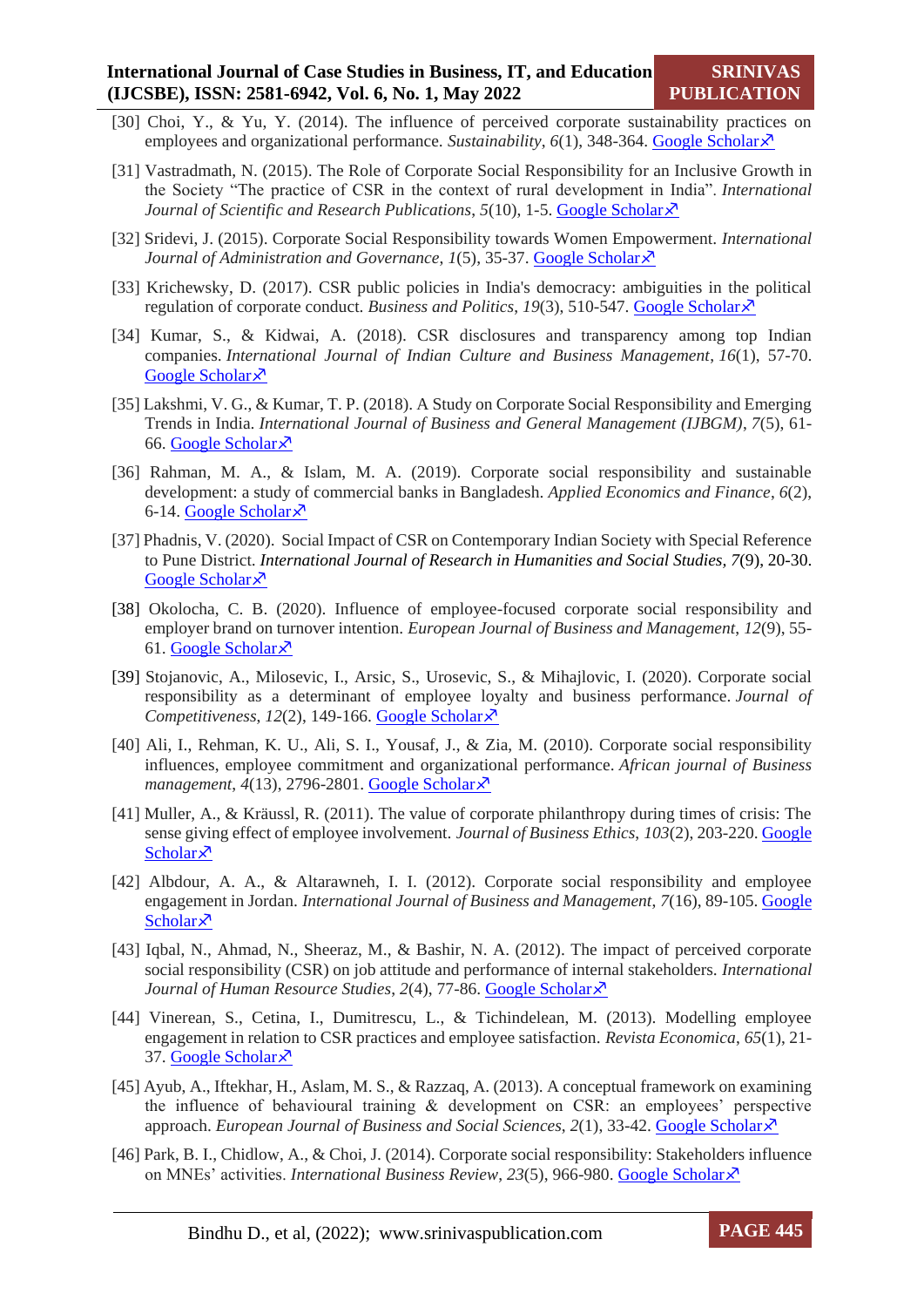[30] Choi, Y., & Yu, Y. (2014). The influence of perceived corporate sustainability practices on employees and organizational performance. *Sustainability*, *6*(1), 348-364. Google Scholar↗

[31] Vastradmath, N. (2015). The Role of Corporate Social Responsibility for an Inclusive Growth in the Society "The practice of CSR in the context of rural development in India". *International Journal of Scientific and Research Publications*, *5*(10), 1-5. Google Scholar↗

[32] Sridevi, J. (2015). Corporate Social Responsibility towards Women Empowerment. *International Journal of Administration and Governance*, *1*(5), 35-37. Google Scholar↗

[33] Krichewsky, D. (2017). CSR public policies in India's democracy: ambiguities in the political regulation of corporate conduct. *Business and Politics*, *19*(3), 510-547. Google Scholar↗

[34] Kumar, S., & Kidwai, A. (2018). CSR disclosures and transparency among top Indian companies. *International Journal of Indian Culture and Business Management*, *16*(1), 57-70. Google Scholar↗

[35] Lakshmi, V. G., & Kumar, T. P. (2018). A Study on Corporate Social Responsibility and Emerging Trends in India. *International Journal of Business and General Management (IJBGM)*, *7*(5), 61-66. Google Scholar↗

[36] Rahman, M. A., & Islam, M. A. (2019). Corporate social responsibility and sustainable development: a study of commercial banks in Bangladesh. *Applied Economics and Finance*, *6*(2), 6-14. Google Scholar↗

[37] Phadnis, V. (2020). Social Impact of CSR on Contemporary Indian Society with Special Reference to Pune District. *International Journal of Research in Humanities and Social Studies*, *7*(9), 20-30. Google Scholar↗

[38] Okolocha, C. B. (2020). Influence of employee-focused corporate social responsibility and employer brand on turnover intention. *European Journal of Business and Management*, *12*(9), 55-61. Google Scholar↗

[39] Stojanovic, A., Milosevic, I., Arsic, S., Urosevic, S., & Mihajlovic, I. (2020). Corporate social responsibility as a determinant of employee loyalty and business performance. *Journal of Competitiveness*, *12*(2), 149-166. Google Scholar↗

[40] Ali, I., Rehman, K. U., Ali, S. I., Yousaf, J., & Zia, M. (2010). Corporate social responsibility influences, employee commitment and organizational performance. *African journal of Business management*, *4*(13), 2796-2801. Google Scholar↗

[41] Muller, A., & Kräussl, R. (2011). The value of corporate philanthropy during times of crisis: The sense giving effect of employee involvement. *Journal of Business Ethics*, *103*(2), 203-220. Google Scholar↗

[42] Albdour, A. A., & Altarawneh, I. I. (2012). Corporate social responsibility and employee engagement in Jordan. *International Journal of Business and Management*, *7*(16), 89-105. Google Scholar↗

[43] Iqbal, N., Ahmad, N., Sheeraz, M., & Bashir, N. A. (2012). The impact of perceived corporate social responsibility (CSR) on job attitude and performance of internal stakeholders. *International Journal of Human Resource Studies*, *2*(4), 77-86. Google Scholar↗

[44] Vinerean, S., Cetina, I., Dumitrescu, L., & Tichindelean, M. (2013). Modelling employee engagement in relation to CSR practices and employee satisfaction. *Revista Economica*, *65*(1), 21-37. Google Scholar↗

[45] Ayub, A., Iftekhar, H., Aslam, M. S., & Razzaq, A. (2013). A conceptual framework on examining the influence of behavioural training & development on CSR: an employees' perspective approach. *European Journal of Business and Social Sciences*, *2*(1), 33-42. Google Scholar↗

[46] Park, B. I., Chidlow, A., & Choi, J. (2014). Corporate social responsibility: Stakeholders influence on MNEs' activities. *International Business Review*, *23*(5), 966-980. Google Scholar↗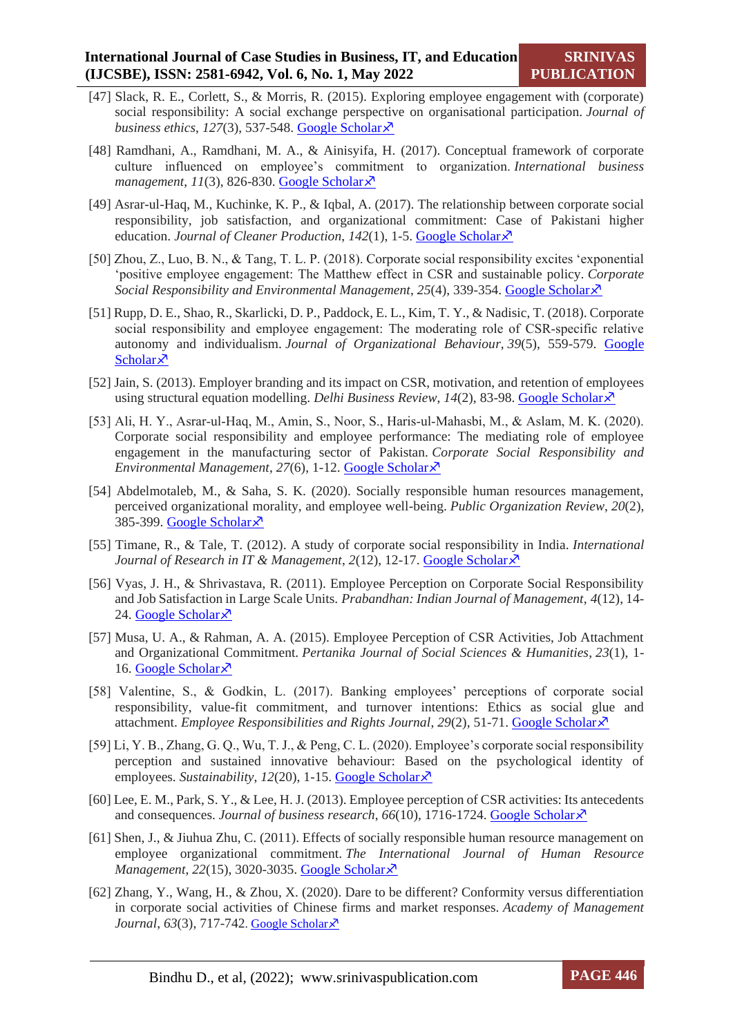[47] Slack, R. E., Corlett, S., & Morris, R. (2015). Exploring employee engagement with (corporate) social responsibility: A social exchange perspective on organisational participation. *Journal of business ethics*, *127*(3), 537-548. Google Scholar↗

[48] Ramdhani, A., Ramdhani, M. A., & Ainisyifa, H. (2017). Conceptual framework of corporate culture influenced on employee's commitment to organization. *International business management*, *11*(3), 826-830. Google Scholar↗

[49] Asrar-ul-Haq, M., Kuchinke, K. P., & Iqbal, A. (2017). The relationship between corporate social responsibility, job satisfaction, and organizational commitment: Case of Pakistani higher education. *Journal of Cleaner Production*, *142*(1), 1-5. Google Scholar↗

[50] Zhou, Z., Luo, B. N., & Tang, T. L. P. (2018). Corporate social responsibility excites 'exponential 'positive employee engagement: The Matthew effect in CSR and sustainable policy. *Corporate Social Responsibility and Environmental Management*, *25*(4), 339-354. Google Scholar↗

[51] Rupp, D. E., Shao, R., Skarlicki, D. P., Paddock, E. L., Kim, T. Y., & Nadisic, T. (2018). Corporate social responsibility and employee engagement: The moderating role of CSR-specific relative autonomy and individualism. *Journal of Organizational Behaviour*, *39*(5), 559-579. Google Scholar↗

[52] Jain, S. (2013). Employer branding and its impact on CSR, motivation, and retention of employees using structural equation modelling. *Delhi Business Review*, *14*(2), 83-98. Google Scholar↗

[53] Ali, H. Y., Asrar-ul-Haq, M., Amin, S., Noor, S., Haris-ul-Mahasbi, M., & Aslam, M. K. (2020). Corporate social responsibility and employee performance: The mediating role of employee engagement in the manufacturing sector of Pakistan. *Corporate Social Responsibility and Environmental Management*, *27*(6), 1-12. Google Scholar↗

[54] Abdelmotaleb, M., & Saha, S. K. (2020). Socially responsible human resources management, perceived organizational morality, and employee well-being. *Public Organization Review*, *20*(2), 385-399. Google Scholar↗

[55] Timane, R., & Tale, T. (2012). A study of corporate social responsibility in India. *International Journal of Research in IT & Management*, *2*(12), 12-17. Google Scholar↗

[56] Vyas, J. H., & Shrivastava, R. (2011). Employee Perception on Corporate Social Responsibility and Job Satisfaction in Large Scale Units. *Prabandhan: Indian Journal of Management*, *4*(12), 14-24. Google Scholar↗

[57] Musa, U. A., & Rahman, A. A. (2015). Employee Perception of CSR Activities, Job Attachment and Organizational Commitment. *Pertanika Journal of Social Sciences & Humanities*, *23*(1), 1-16. Google Scholar↗

[58] Valentine, S., & Godkin, L. (2017). Banking employees' perceptions of corporate social responsibility, value-fit commitment, and turnover intentions: Ethics as social glue and attachment. *Employee Responsibilities and Rights Journal*, *29*(2), 51-71. Google Scholar↗

[59] Li, Y. B., Zhang, G. Q., Wu, T. J., & Peng, C. L. (2020). Employee's corporate social responsibility perception and sustained innovative behaviour: Based on the psychological identity of employees. *Sustainability*, *12*(20), 1-15. Google Scholar↗

[60] Lee, E. M., Park, S. Y., & Lee, H. J. (2013). Employee perception of CSR activities: Its antecedents and consequences. *Journal of business research*, *66*(10), 1716-1724. Google Scholar↗

[61] Shen, J., & Jiuhua Zhu, C. (2011). Effects of socially responsible human resource management on employee organizational commitment. *The International Journal of Human Resource Management*, *22*(15), 3020-3035. Google Scholar↗

[62] Zhang, Y., Wang, H., & Zhou, X. (2020). Dare to be different? Conformity versus differentiation in corporate social activities of Chinese firms and market responses. *Academy of Management Journal*, *63*(3), 717-742. Google Scholar↗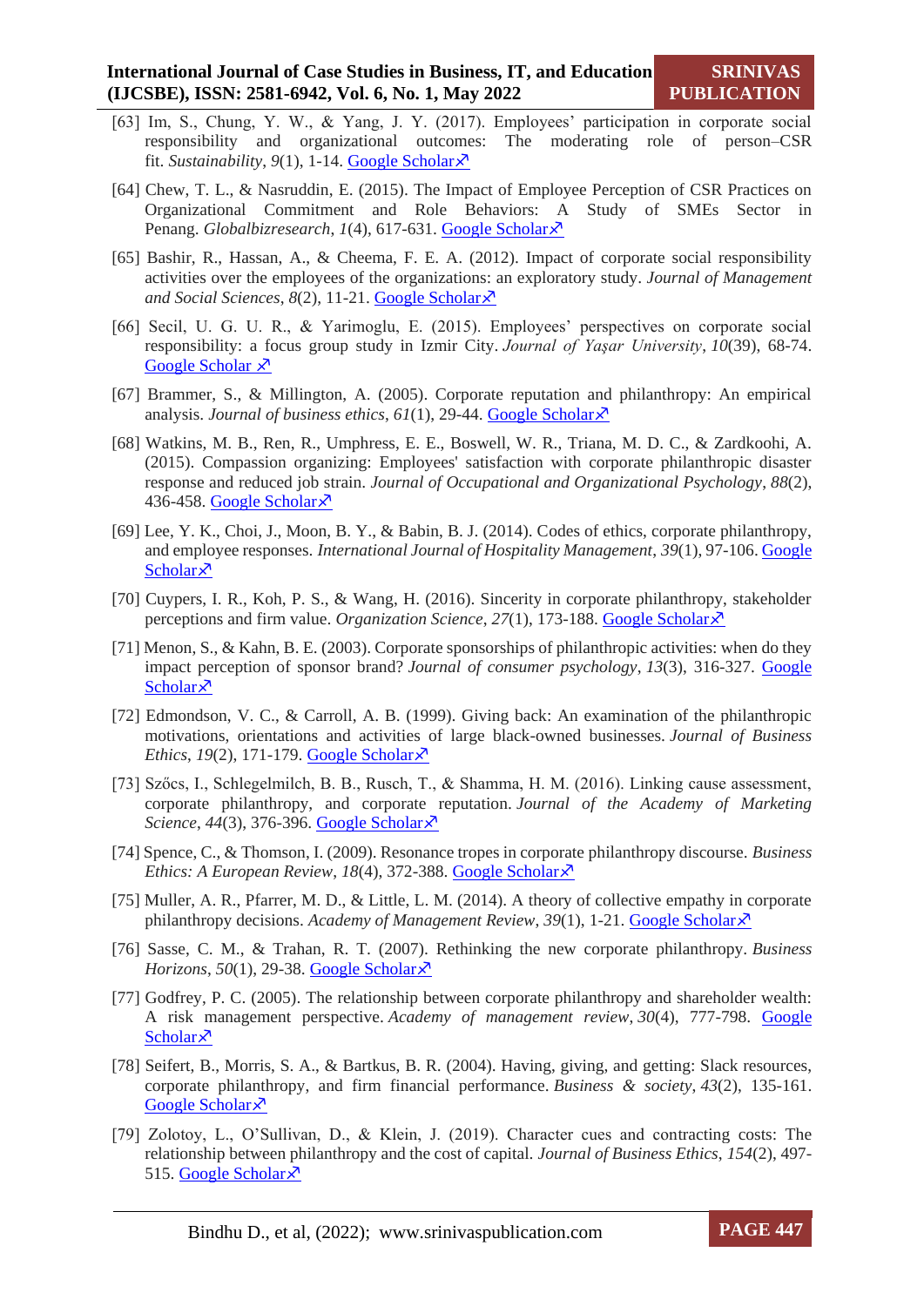[63] Im, S., Chung, Y. W., & Yang, J. Y. (2017). Employees' participation in corporate social responsibility and organizational outcomes: The moderating role of person–CSR fit. *Sustainability*, *9*(1), 1-14. Google Scholar

[64] Chew, T. L., & Nasruddin, E. (2015). The Impact of Employee Perception of CSR Practices on Organizational Commitment and Role Behaviors: A Study of SMEs Sector in Penang. *Globalbizresearch*, *1*(4), 617-631. Google Scholar

[65] Bashir, R., Hassan, A., & Cheema, F. E. A. (2012). Impact of corporate social responsibility activities over the employees of the organizations: an exploratory study. *Journal of Management and Social Sciences*, *8*(2), 11-21. Google Scholar

[66] Secil, U. G. U. R., & Yarimoglu, E. (2015). Employees' perspectives on corporate social responsibility: a focus group study in Izmir City. *Journal of Yaşar University*, *10*(39), 68-74. Google Scholar

[67] Brammer, S., & Millington, A. (2005). Corporate reputation and philanthropy: An empirical analysis. *Journal of business ethics*, *61*(1), 29-44. Google Scholar

[68] Watkins, M. B., Ren, R., Umphress, E. E., Boswell, W. R., Triana, M. D. C., & Zardkoohi, A. (2015). Compassion organizing: Employees' satisfaction with corporate philanthropic disaster response and reduced job strain. *Journal of Occupational and Organizational Psychology*, *88*(2), 436-458. Google Scholar

[69] Lee, Y. K., Choi, J., Moon, B. Y., & Babin, B. J. (2014). Codes of ethics, corporate philanthropy, and employee responses. *International Journal of Hospitality Management*, *39*(1), 97-106. Google Scholar

[70] Cuypers, I. R., Koh, P. S., & Wang, H. (2016). Sincerity in corporate philanthropy, stakeholder perceptions and firm value. *Organization Science*, *27*(1), 173-188. Google Scholar

[71] Menon, S., & Kahn, B. E. (2003). Corporate sponsorships of philanthropic activities: when do they impact perception of sponsor brand? *Journal of consumer psychology*, *13*(3), 316-327. Google Scholar

[72] Edmondson, V. C., & Carroll, A. B. (1999). Giving back: An examination of the philanthropic motivations, orientations and activities of large black-owned businesses. *Journal of Business Ethics*, *19*(2), 171-179. Google Scholar

[73] Szőcs, I., Schlegelmilch, B. B., Rusch, T., & Shamma, H. M. (2016). Linking cause assessment, corporate philanthropy, and corporate reputation. *Journal of the Academy of Marketing Science*, *44*(3), 376-396. Google Scholar

[74] Spence, C., & Thomson, I. (2009). Resonance tropes in corporate philanthropy discourse. *Business Ethics: A European Review*, *18*(4), 372-388. Google Scholar

[75] Muller, A. R., Pfarrer, M. D., & Little, L. M. (2014). A theory of collective empathy in corporate philanthropy decisions. *Academy of Management Review*, *39*(1), 1-21. Google Scholar

[76] Sasse, C. M., & Trahan, R. T. (2007). Rethinking the new corporate philanthropy. *Business Horizons*, *50*(1), 29-38. Google Scholar

[77] Godfrey, P. C. (2005). The relationship between corporate philanthropy and shareholder wealth: A risk management perspective. *Academy of management review*, *30*(4), 777-798. Google Scholar

[78] Seifert, B., Morris, S. A., & Bartkus, B. R. (2004). Having, giving, and getting: Slack resources, corporate philanthropy, and firm financial performance. *Business & society*, *43*(2), 135-161. Google Scholar

[79] Zolotoy, L., O'Sullivan, D., & Klein, J. (2019). Character cues and contracting costs: The relationship between philanthropy and the cost of capital. *Journal of Business Ethics*, *154*(2), 497-515. Google Scholar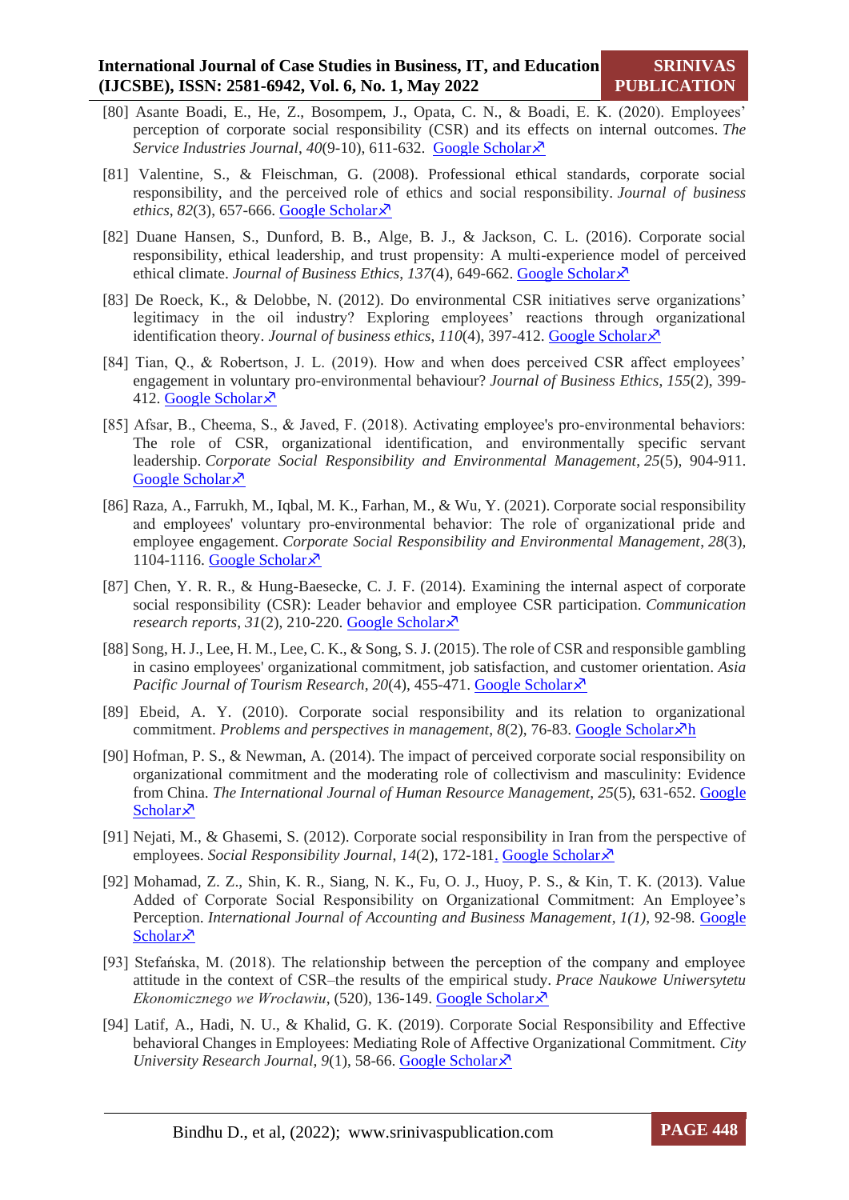[80] Asante Boadi, E., He, Z., Bosompem, J., Opata, C. N., & Boadi, E. K. (2020). Employees' perception of corporate social responsibility (CSR) and its effects on internal outcomes. *The Service Industries Journal*, *40*(9-10), 611-632. Google Scholar↗

[81] Valentine, S., & Fleischman, G. (2008). Professional ethical standards, corporate social responsibility, and the perceived role of ethics and social responsibility. *Journal of business ethics*, *82*(3), 657-666. Google Scholar↗

[82] Duane Hansen, S., Dunford, B. B., Alge, B. J., & Jackson, C. L. (2016). Corporate social responsibility, ethical leadership, and trust propensity: A multi-experience model of perceived ethical climate. *Journal of Business Ethics*, *137*(4), 649-662. Google Scholar↗

[83] De Roeck, K., & Delobbe, N. (2012). Do environmental CSR initiatives serve organizations' legitimacy in the oil industry? Exploring employees' reactions through organizational identification theory. *Journal of business ethics*, *110*(4), 397-412. Google Scholar↗

[84] Tian, Q., & Robertson, J. L. (2019). How and when does perceived CSR affect employees' engagement in voluntary pro-environmental behaviour? *Journal of Business Ethics*, *155*(2), 399-412. Google Scholar↗

[85] Afsar, B., Cheema, S., & Javed, F. (2018). Activating employee's pro-environmental behaviors: The role of CSR, organizational identification, and environmentally specific servant leadership. *Corporate Social Responsibility and Environmental Management*, *25*(5), 904-911. Google Scholar↗

[86] Raza, A., Farrukh, M., Iqbal, M. K., Farhan, M., & Wu, Y. (2021). Corporate social responsibility and employees' voluntary pro-environmental behavior: The role of organizational pride and employee engagement. *Corporate Social Responsibility and Environmental Management*, *28*(3), 1104-1116. Google Scholar↗

[87] Chen, Y. R. R., & Hung-Baesecke, C. J. F. (2014). Examining the internal aspect of corporate social responsibility (CSR): Leader behavior and employee CSR participation. *Communication research reports*, *31*(2), 210-220. Google Scholar↗

[88] Song, H. J., Lee, H. M., Lee, C. K., & Song, S. J. (2015). The role of CSR and responsible gambling in casino employees' organizational commitment, job satisfaction, and customer orientation. *Asia Pacific Journal of Tourism Research*, *20*(4), 455-471. Google Scholar↗

[89] Ebeid, A. Y. (2010). Corporate social responsibility and its relation to organizational commitment. *Problems and perspectives in management*, *8*(2), 76-83. Google Scholar↗h

[90] Hofman, P. S., & Newman, A. (2014). The impact of perceived corporate social responsibility on organizational commitment and the moderating role of collectivism and masculinity: Evidence from China. *The International Journal of Human Resource Management*, *25*(5), 631-652. Google Scholar↗

[91] Nejati, M., & Ghasemi, S. (2012). Corporate social responsibility in Iran from the perspective of employees. *Social Responsibility Journal*, *14*(2), 172-181. Google Scholar↗

[92] Mohamad, Z. Z., Shin, K. R., Siang, N. K., Fu, O. J., Huoy, P. S., & Kin, T. K. (2013). Value Added of Corporate Social Responsibility on Organizational Commitment: An Employee's Perception. *International Journal of Accounting and Business Management*, *1(1)*, 92-98. Google Scholar↗

[93] Stefańska, M. (2018). The relationship between the perception of the company and employee attitude in the context of CSR–the results of the empirical study. *Prace Naukowe Uniwersytetu Ekonomicznego we Wrocławiu*, (520), 136-149. Google Scholar↗

[94] Latif, A., Hadi, N. U., & Khalid, G. K. (2019). Corporate Social Responsibility and Effective behavioral Changes in Employees: Mediating Role of Affective Organizational Commitment. *City University Research Journal*, *9*(1), 58-66. Google Scholar↗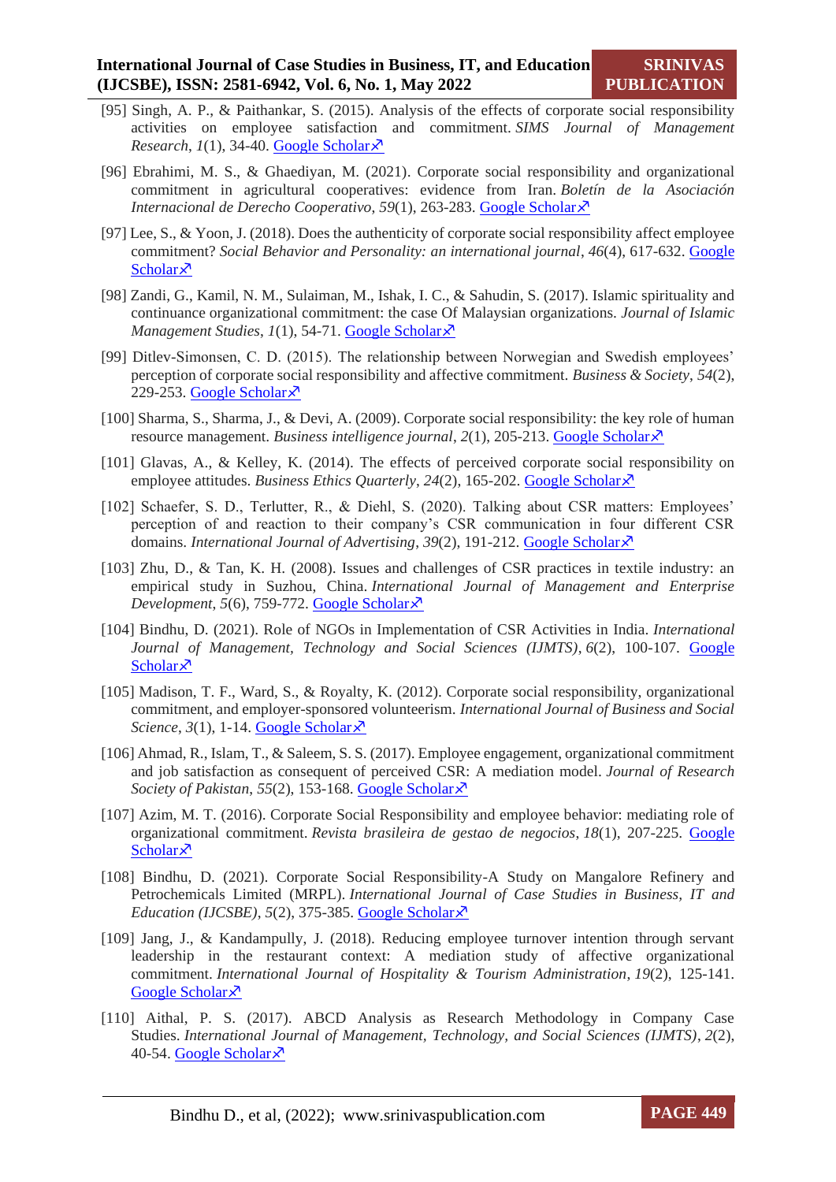[95] Singh, A. P., & Paithankar, S. (2015). Analysis of the effects of corporate social responsibility activities on employee satisfaction and commitment. *SIMS Journal of Management Research*, *1*(1), 34-40. Google Scholar↗

[96] Ebrahimi, M. S., & Ghaediyan, M. (2021). Corporate social responsibility and organizational commitment in agricultural cooperatives: evidence from Iran. *Boletín de la Asociación Internacional de Derecho Cooperativo*, *59*(1), 263-283. Google Scholar↗

[97] Lee, S., & Yoon, J. (2018). Does the authenticity of corporate social responsibility affect employee commitment? *Social Behavior and Personality: an international journal*, *46*(4), 617-632. Google Scholar↗

[98] Zandi, G., Kamil, N. M., Sulaiman, M., Ishak, I. C., & Sahudin, S. (2017). Islamic spirituality and continuance organizational commitment: the case Of Malaysian organizations. *Journal of Islamic Management Studies*, *1*(1), 54-71. Google Scholar↗

[99] Ditlev-Simonsen, C. D. (2015). The relationship between Norwegian and Swedish employees' perception of corporate social responsibility and affective commitment. *Business & Society*, *54*(2), 229-253. Google Scholar↗

[100] Sharma, S., Sharma, J., & Devi, A. (2009). Corporate social responsibility: the key role of human resource management. *Business intelligence journal*, *2*(1), 205-213. Google Scholar↗

[101] Glavas, A., & Kelley, K. (2014). The effects of perceived corporate social responsibility on employee attitudes. *Business Ethics Quarterly*, *24*(2), 165-202. Google Scholar↗

[102] Schaefer, S. D., Terlutter, R., & Diehl, S. (2020). Talking about CSR matters: Employees' perception of and reaction to their company's CSR communication in four different CSR domains. *International Journal of Advertising*, *39*(2), 191-212. Google Scholar↗

[103] Zhu, D., & Tan, K. H. (2008). Issues and challenges of CSR practices in textile industry: an empirical study in Suzhou, China. *International Journal of Management and Enterprise Development*, *5*(6), 759-772. Google Scholar↗

[104] Bindhu, D. (2021). Role of NGOs in Implementation of CSR Activities in India. *International Journal of Management, Technology and Social Sciences (IJMTS)*, *6*(2), 100-107. Google Scholar↗

[105] Madison, T. F., Ward, S., & Royalty, K. (2012). Corporate social responsibility, organizational commitment, and employer-sponsored volunteerism. *International Journal of Business and Social Science*, *3*(1), 1-14. Google Scholar↗

[106] Ahmad, R., Islam, T., & Saleem, S. S. (2017). Employee engagement, organizational commitment and job satisfaction as consequent of perceived CSR: A mediation model. *Journal of Research Society of Pakistan*, *55*(2), 153-168. Google Scholar↗

[107] Azim, M. T. (2016). Corporate Social Responsibility and employee behavior: mediating role of organizational commitment. *Revista brasileira de gestao de negocios*, *18*(1), 207-225. Google Scholar↗

[108] Bindhu, D. (2021). Corporate Social Responsibility-A Study on Mangalore Refinery and Petrochemicals Limited (MRPL). *International Journal of Case Studies in Business, IT and Education (IJCSBE)*, *5*(2), 375-385. Google Scholar↗

[109] Jang, J., & Kandampully, J. (2018). Reducing employee turnover intention through servant leadership in the restaurant context: A mediation study of affective organizational commitment. *International Journal of Hospitality & Tourism Administration*, *19*(2), 125-141. Google Scholar↗

[110] Aithal, P. S. (2017). ABCD Analysis as Research Methodology in Company Case Studies. *International Journal of Management, Technology, and Social Sciences (IJMTS)*, *2*(2), 40-54. Google Scholar↗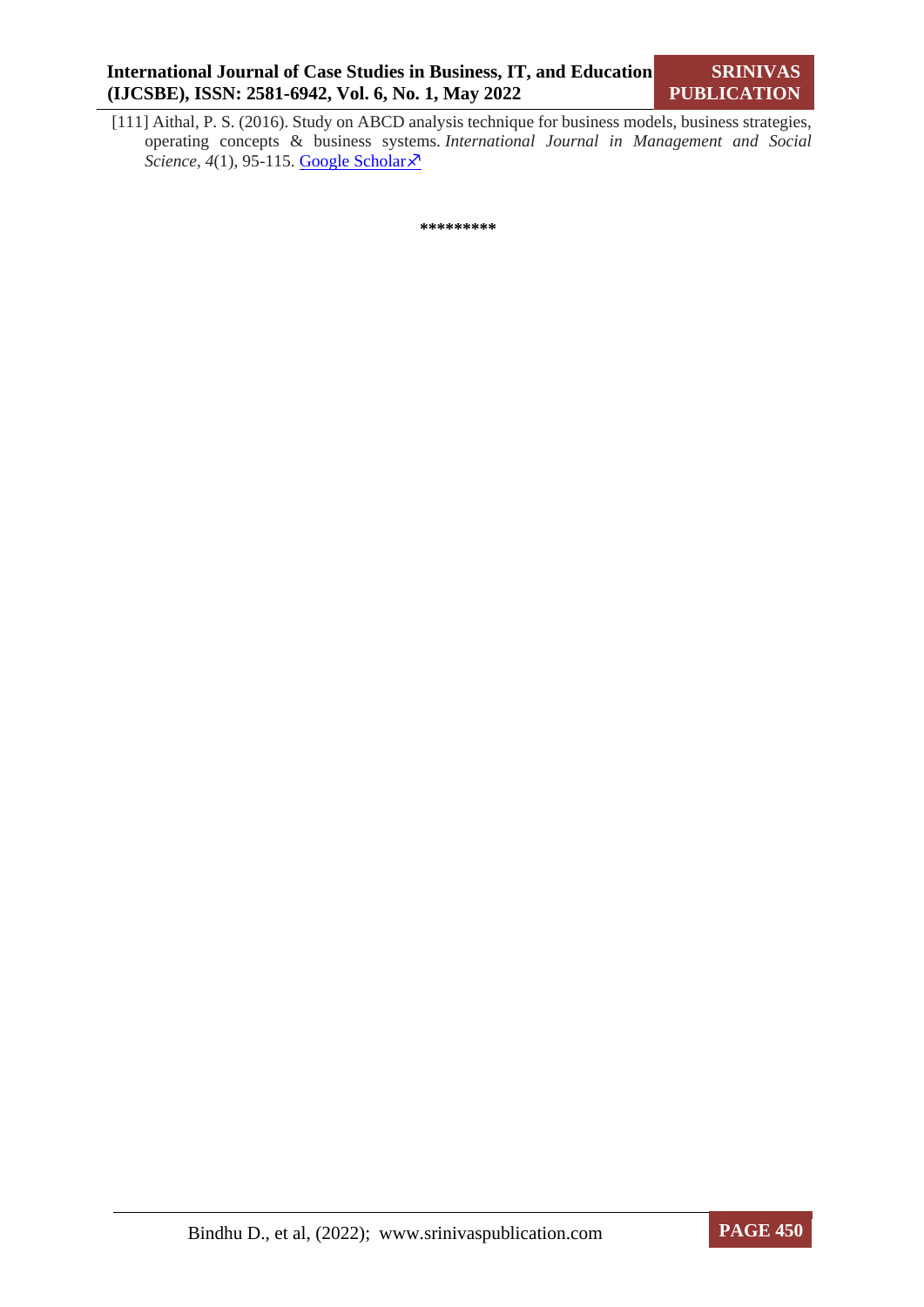[111] Aithal, P. S. (2016). Study on ABCD analysis technique for business models, business strategies, operating concepts & business systems. *International Journal in Management and Social Science*, *4*(1), 95-115. Google Scholar

*********